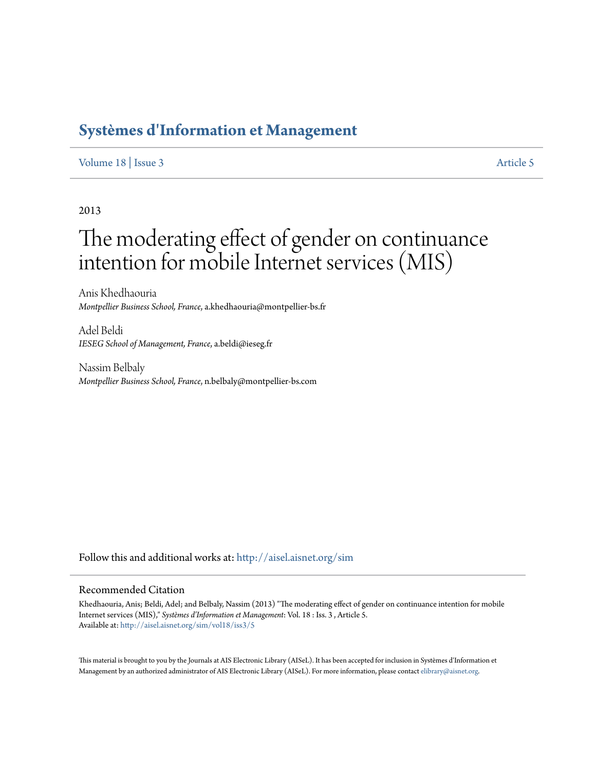# Systèmes d'Information et Management

Volume 18 | Issue 3 Article 5

2013

# The moderating effect of gender on continuance intention for mobile Internet services (MIS)

Anis Khedhaouria
*Montpellier Business School, France*, a.khedhaouria@montpellier-bs.fr

Adel Beldi
*IESEG School of Management, France*, a.beldi@ieseg.fr

Nassim Belbaly
*Montpellier Business School, France*, n.belbaly@montpellier-bs.com

Follow this and additional works at: http://aisel.aisnet.org/sim

## Recommended Citation

Khedhaouria, Anis; Beldi, Adel; and Belbaly, Nassim (2013) "The moderating effect of gender on continuance intention for mobile Internet services (MIS)," *Systèmes d'Information et Management*: Vol. 18 : Iss. 3 , Article 5.
Available at: http://aisel.aisnet.org/sim/vol18/iss3/5

This material is brought to you by the Journals at AIS Electronic Library (AISeL). It has been accepted for inclusion in Systèmes d'Information et Management by an authorized administrator of AIS Electronic Library (AISeL). For more information, please contact elibrary@aisnet.org.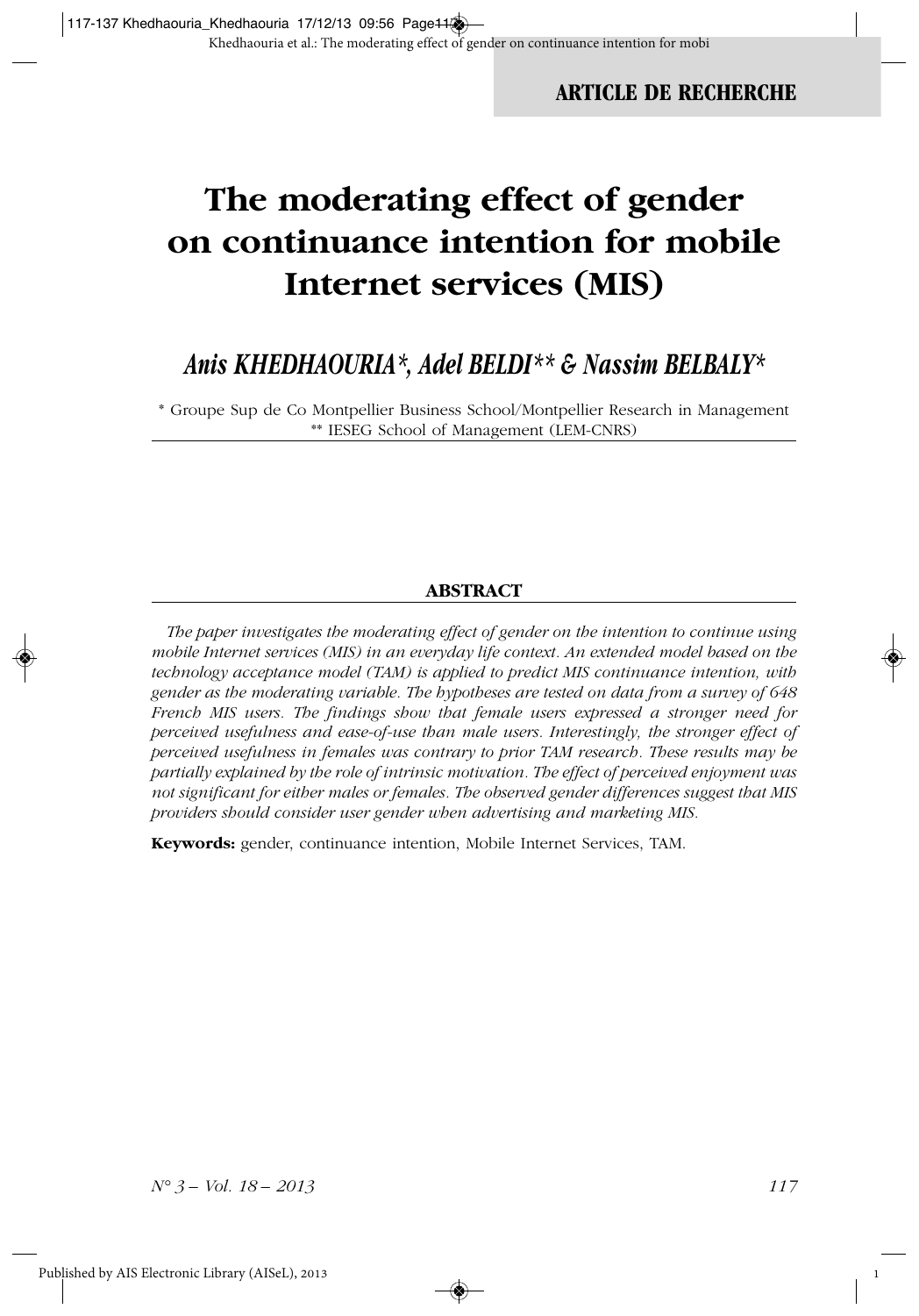ARTICLE DE RECHERCHE

# The moderating effect of gender on continuance intention for mobile Internet services (MIS)

## *Anis KHEDHAOURIA\*, Adel BELDI\*\* & Nassim BELBALY\**

\* Groupe Sup de Co Montpellier Business School/Montpellier Research in Management
\*\* IESEG School of Management (LEM-CNRS)

### ABSTRACT

*The paper investigates the moderating effect of gender on the intention to continue using mobile Internet services (MIS) in an everyday life context. An extended model based on the technology acceptance model (TAM) is applied to predict MIS continuance intention, with gender as the moderating variable. The hypotheses are tested on data from a survey of 648 French MIS users. The findings show that female users expressed a stronger need for perceived usefulness and ease-of-use than male users. Interestingly, the stronger effect of perceived usefulness in females was contrary to prior TAM research. These results may be partially explained by the role of intrinsic motivation. The effect of perceived enjoyment was not significant for either males or females. The observed gender differences suggest that MIS providers should consider user gender when advertising and marketing MIS.*

**Keywords:** gender, continuance intention, Mobile Internet Services, TAM.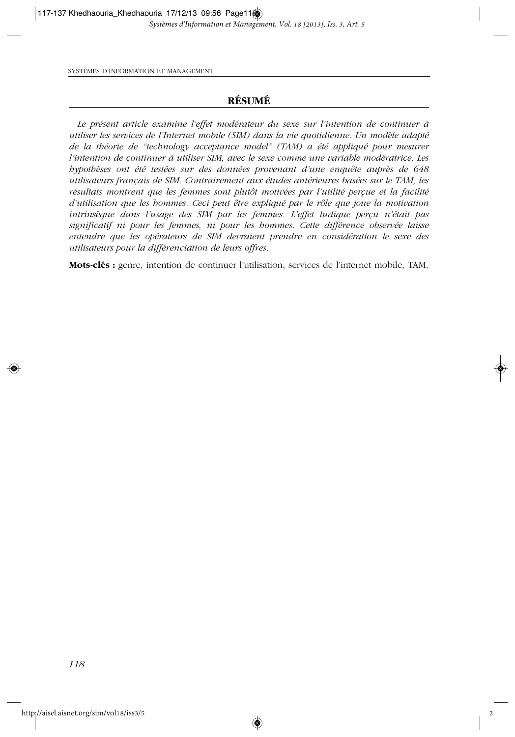## RÉSUMÉ

*Le présent article examine l'effet modérateur du sexe sur l'intention de continuer à utiliser les services de l'Internet mobile (SIM) dans la vie quotidienne. Un modèle adapté de la théorie de "technology acceptance model" (TAM) a été appliqué pour mesurer l'intention de continuer à utiliser SIM, avec le sexe comme une variable modératrice. Les hypothèses ont été testées sur des données provenant d'une enquête auprès de 648 utilisateurs français de SIM. Contrairement aux études antérieures basées sur le TAM, les résultats montrent que les femmes sont plutôt motivées par l'utilité perçue et la facilité d'utilisation que les hommes. Ceci peut être expliqué par le rôle que joue la motivation intrinsèque dans l'usage des SIM par les femmes. L'effet ludique perçu n'était pas significatif ni pour les femmes, ni pour les hommes. Cette différence observée laisse entendre que les opérateurs de SIM devraient prendre en considération le sexe des utilisateurs pour la différenciation de leurs offres.*

**Mots-clés :** genre, intention de continuer l'utilisation, services de l'internet mobile, TAM.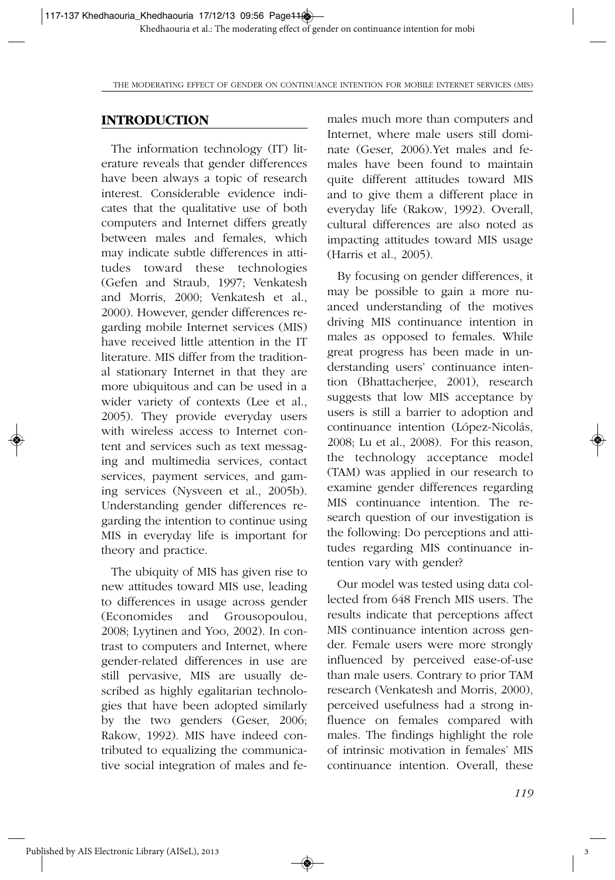## INTRODUCTION

The information technology (IT) literature reveals that gender differences have been always a topic of research interest. Considerable evidence indicates that the qualitative use of both computers and Internet differs greatly between males and females, which may indicate subtle differences in attitudes toward these technologies (Gefen and Straub, 1997; Venkatesh and Morris, 2000; Venkatesh et al., 2000). However, gender differences regarding mobile Internet services (MIS) have received little attention in the IT literature. MIS differ from the traditional stationary Internet in that they are more ubiquitous and can be used in a wider variety of contexts (Lee et al., 2005). They provide everyday users with wireless access to Internet content and services such as text messaging and multimedia services, contact services, payment services, and gaming services (Nysveen et al., 2005b). Understanding gender differences regarding the intention to continue using MIS in everyday life is important for theory and practice.

The ubiquity of MIS has given rise to new attitudes toward MIS use, leading to differences in usage across gender (Economides and Grousopoulou, 2008; Lyytinen and Yoo, 2002). In contrast to computers and Internet, where gender-related differences in use are still pervasive, MIS are usually described as highly egalitarian technologies that have been adopted similarly by the two genders (Geser, 2006; Rakow, 1992). MIS have indeed contributed to equalizing the communicative social integration of males and females much more than computers and Internet, where male users still dominate (Geser, 2006).Yet males and females have been found to maintain quite different attitudes toward MIS and to give them a different place in everyday life (Rakow, 1992). Overall, cultural differences are also noted as impacting attitudes toward MIS usage (Harris et al., 2005).

By focusing on gender differences, it may be possible to gain a more nuanced understanding of the motives driving MIS continuance intention in males as opposed to females. While great progress has been made in understanding users' continuance intention (Bhattacherjee, 2001), research suggests that low MIS acceptance by users is still a barrier to adoption and continuance intention (López-Nicolás, 2008; Lu et al., 2008). For this reason, the technology acceptance model (TAM) was applied in our research to examine gender differences regarding MIS continuance intention. The research question of our investigation is the following: Do perceptions and attitudes regarding MIS continuance intention vary with gender?

Our model was tested using data collected from 648 French MIS users. The results indicate that perceptions affect MIS continuance intention across gender. Female users were more strongly influenced by perceived ease-of-use than male users. Contrary to prior TAM research (Venkatesh and Morris, 2000), perceived usefulness had a strong influence on females compared with males. The findings highlight the role of intrinsic motivation in females' MIS continuance intention. Overall, these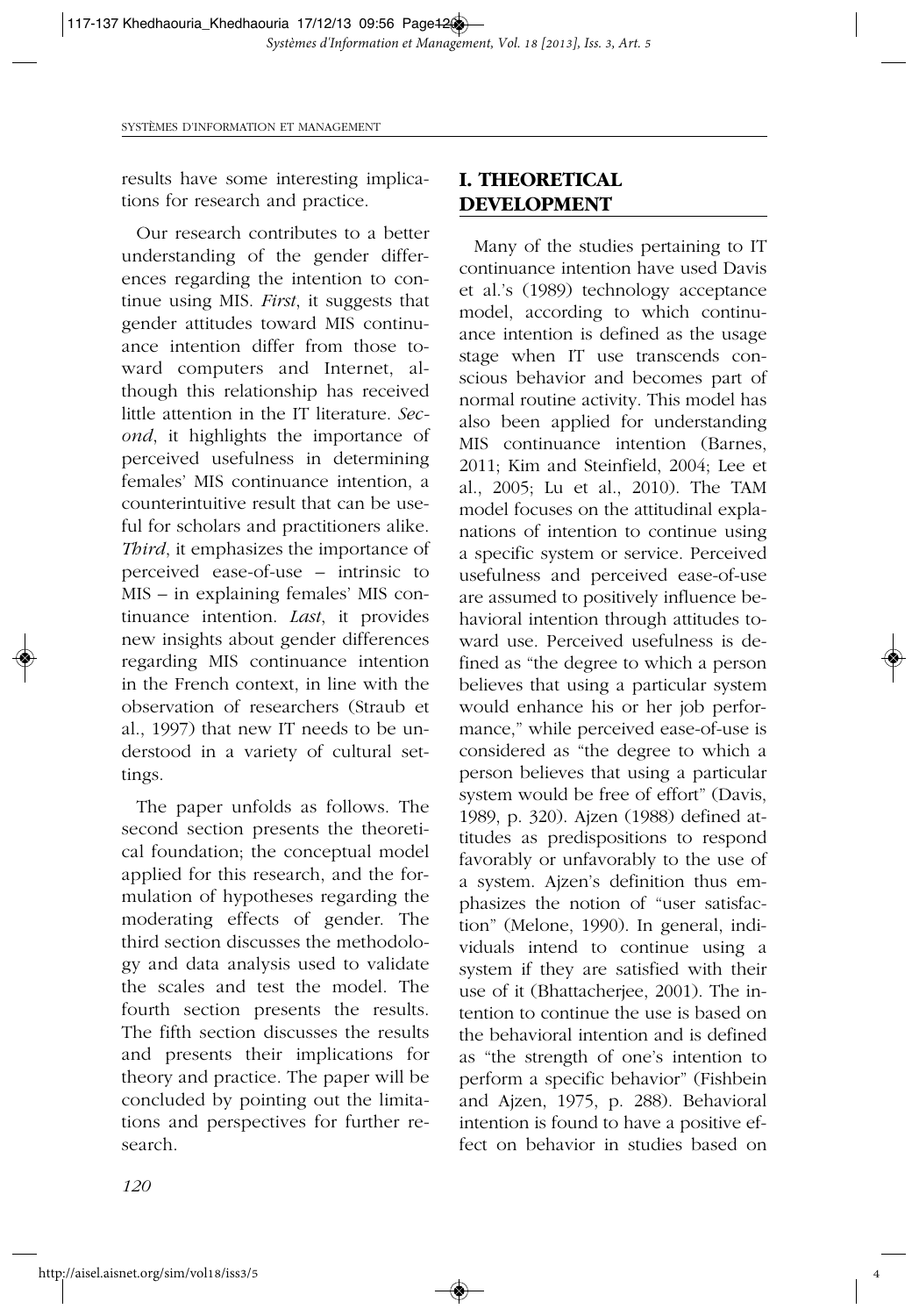results have some interesting implications for research and practice.

Our research contributes to a better understanding of the gender differences regarding the intention to continue using MIS. *First*, it suggests that gender attitudes toward MIS continuance intention differ from those toward computers and Internet, although this relationship has received little attention in the IT literature. *Second*, it highlights the importance of perceived usefulness in determining females' MIS continuance intention, a counterintuitive result that can be useful for scholars and practitioners alike. *Third*, it emphasizes the importance of perceived ease-of-use – intrinsic to MIS – in explaining females' MIS continuance intention. *Last*, it provides new insights about gender differences regarding MIS continuance intention in the French context, in line with the observation of researchers (Straub et al., 1997) that new IT needs to be understood in a variety of cultural settings.

The paper unfolds as follows. The second section presents the theoretical foundation; the conceptual model applied for this research, and the formulation of hypotheses regarding the moderating effects of gender. The third section discusses the methodology and data analysis used to validate the scales and test the model. The fourth section presents the results. The fifth section discusses the results and presents their implications for theory and practice. The paper will be concluded by pointing out the limitations and perspectives for further research.

# I. THEORETICAL DEVELOPMENT

Many of the studies pertaining to IT continuance intention have used Davis et al.'s (1989) technology acceptance model, according to which continuance intention is defined as the usage stage when IT use transcends conscious behavior and becomes part of normal routine activity. This model has also been applied for understanding MIS continuance intention (Barnes, 2011; Kim and Steinfield, 2004; Lee et al., 2005; Lu et al., 2010). The TAM model focuses on the attitudinal explanations of intention to continue using a specific system or service. Perceived usefulness and perceived ease-of-use are assumed to positively influence behavioral intention through attitudes toward use. Perceived usefulness is defined as "the degree to which a person believes that using a particular system would enhance his or her job performance," while perceived ease-of-use is considered as "the degree to which a person believes that using a particular system would be free of effort" (Davis, 1989, p. 320). Ajzen (1988) defined attitudes as predispositions to respond favorably or unfavorably to the use of a system. Ajzen's definition thus emphasizes the notion of "user satisfaction" (Melone, 1990). In general, individuals intend to continue using a system if they are satisfied with their use of it (Bhattacherjee, 2001). The intention to continue the use is based on the behavioral intention and is defined as "the strength of one's intention to perform a specific behavior" (Fishbein and Ajzen, 1975, p. 288). Behavioral intention is found to have a positive effect on behavior in studies based on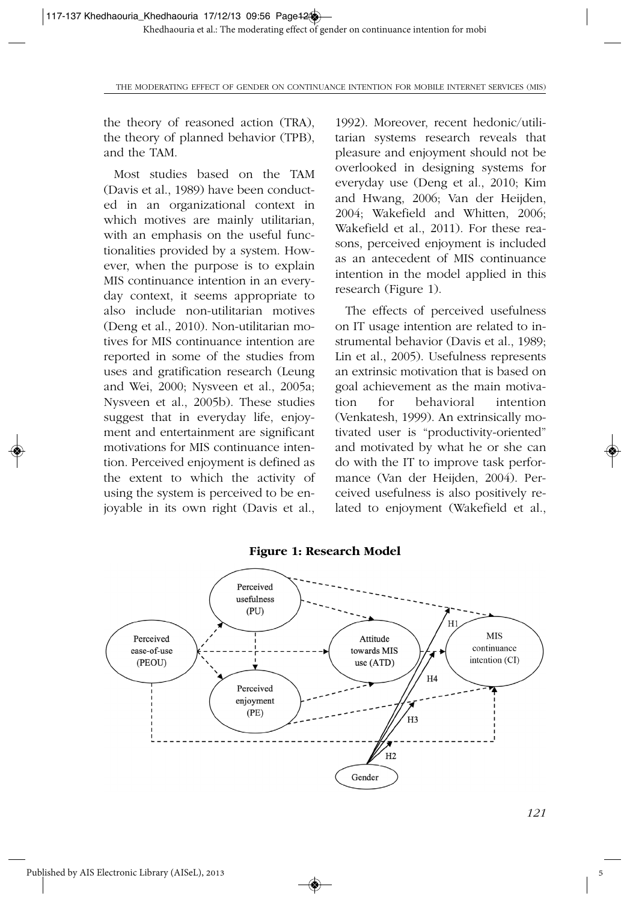the theory of reasoned action (TRA), the theory of planned behavior (TPB), and the TAM.

Most studies based on the TAM (Davis et al., 1989) have been conducted in an organizational context in which motives are mainly utilitarian, with an emphasis on the useful functionalities provided by a system. However, when the purpose is to explain MIS continuance intention in an everyday context, it seems appropriate to also include non-utilitarian motives (Deng et al., 2010). Non-utilitarian motives for MIS continuance intention are reported in some of the studies from uses and gratification research (Leung and Wei, 2000; Nysveen et al., 2005a; Nysveen et al., 2005b). These studies suggest that in everyday life, enjoyment and entertainment are significant motivations for MIS continuance intention. Perceived enjoyment is defined as the extent to which the activity of using the system is perceived to be enjoyable in its own right (Davis et al., 1992). Moreover, recent hedonic/utilitarian systems research reveals that pleasure and enjoyment should not be overlooked in designing systems for everyday use (Deng et al., 2010; Kim and Hwang, 2006; Van der Heijden, 2004; Wakefield and Whitten, 2006; Wakefield et al., 2011). For these reasons, perceived enjoyment is included as an antecedent of MIS continuance intention in the model applied in this research (Figure 1).

The effects of perceived usefulness on IT usage intention are related to instrumental behavior (Davis et al., 1989; Lin et al., 2005). Usefulness represents an extrinsic motivation that is based on goal achievement as the main motivation for behavioral intention (Venkatesh, 1999). An extrinsically motivated user is "productivity-oriented" and motivated by what he or she can do with the IT to improve task performance (Van der Heijden, 2004). Perceived usefulness is also positively related to enjoyment (Wakefield et al.,

**Figure 1: Research Model**

Perceived usefulness (PU) · Perceived ease-of-use (PEOU) · Attitude towards MIS use (ATD) · MIS continuance intention (CI) · Perceived enjoyment (PE) · Gender · H1 · H2 · H3 · H4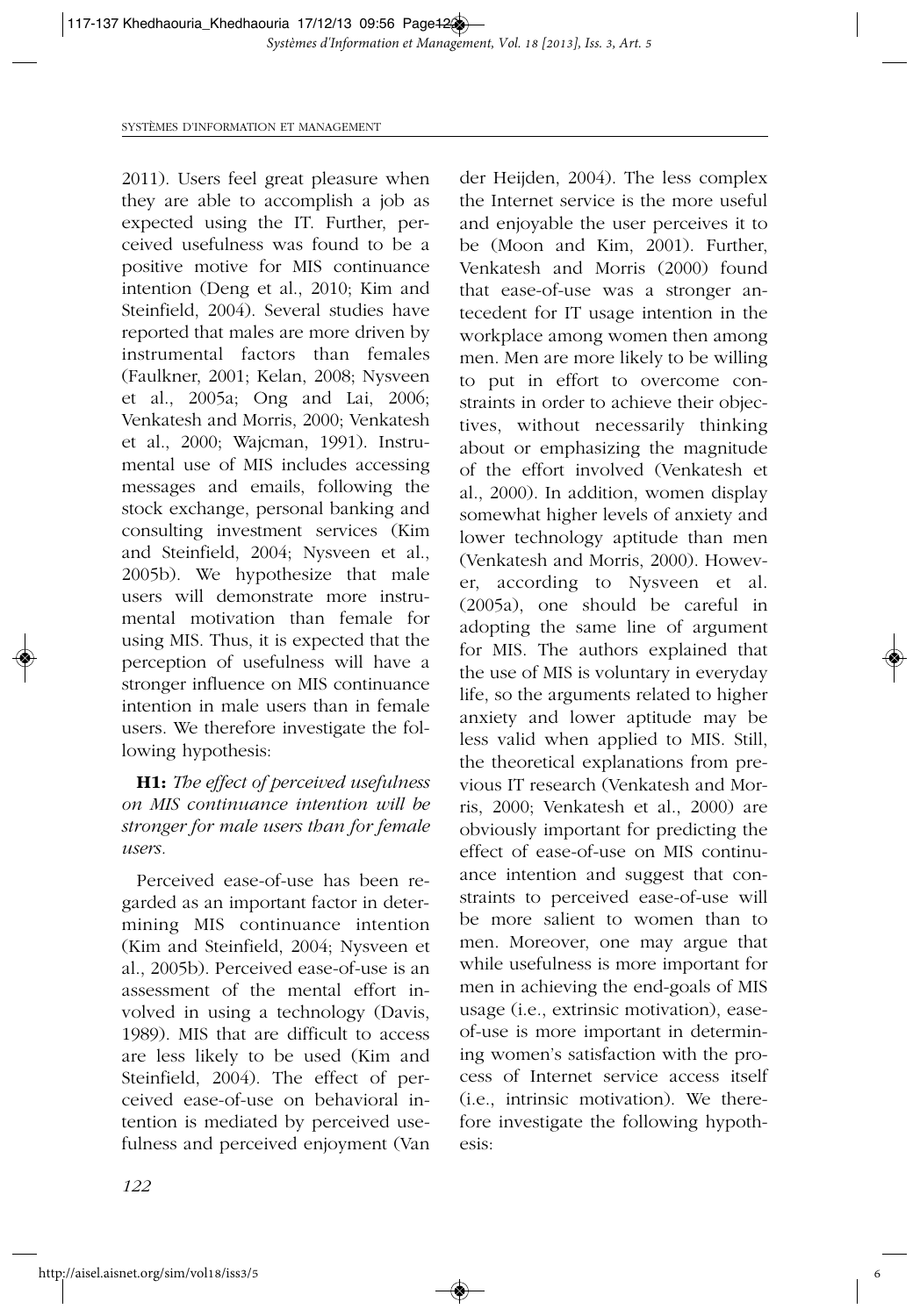2011). Users feel great pleasure when they are able to accomplish a job as expected using the IT. Further, perceived usefulness was found to be a positive motive for MIS continuance intention (Deng et al., 2010; Kim and Steinfield, 2004). Several studies have reported that males are more driven by instrumental factors than females (Faulkner, 2001; Kelan, 2008; Nysveen et al., 2005a; Ong and Lai, 2006; Venkatesh and Morris, 2000; Venkatesh et al., 2000; Wajcman, 1991). Instrumental use of MIS includes accessing messages and emails, following the stock exchange, personal banking and consulting investment services (Kim and Steinfield, 2004; Nysveen et al., 2005b). We hypothesize that male users will demonstrate more instrumental motivation than female for using MIS. Thus, it is expected that the perception of usefulness will have a stronger influence on MIS continuance intention in male users than in female users. We therefore investigate the following hypothesis:

**H1:** *The effect of perceived usefulness on MIS continuance intention will be stronger for male users than for female users.*

Perceived ease-of-use has been regarded as an important factor in determining MIS continuance intention (Kim and Steinfield, 2004; Nysveen et al., 2005b). Perceived ease-of-use is an assessment of the mental effort involved in using a technology (Davis, 1989). MIS that are difficult to access are less likely to be used (Kim and Steinfield, 2004). The effect of perceived ease-of-use on behavioral intention is mediated by perceived usefulness and perceived enjoyment (Van der Heijden, 2004). The less complex the Internet service is the more useful and enjoyable the user perceives it to be (Moon and Kim, 2001). Further, Venkatesh and Morris (2000) found that ease-of-use was a stronger antecedent for IT usage intention in the workplace among women then among men. Men are more likely to be willing to put in effort to overcome constraints in order to achieve their objectives, without necessarily thinking about or emphasizing the magnitude of the effort involved (Venkatesh et al., 2000). In addition, women display somewhat higher levels of anxiety and lower technology aptitude than men (Venkatesh and Morris, 2000). However, according to Nysveen et al. (2005a), one should be careful in adopting the same line of argument for MIS. The authors explained that the use of MIS is voluntary in everyday life, so the arguments related to higher anxiety and lower aptitude may be less valid when applied to MIS. Still, the theoretical explanations from previous IT research (Venkatesh and Morris, 2000; Venkatesh et al., 2000) are obviously important for predicting the effect of ease-of-use on MIS continuance intention and suggest that constraints to perceived ease-of-use will be more salient to women than to men. Moreover, one may argue that while usefulness is more important for men in achieving the end-goals of MIS usage (i.e., extrinsic motivation), ease-of-use is more important in determining women's satisfaction with the process of Internet service access itself (i.e., intrinsic motivation). We therefore investigate the following hypothesis: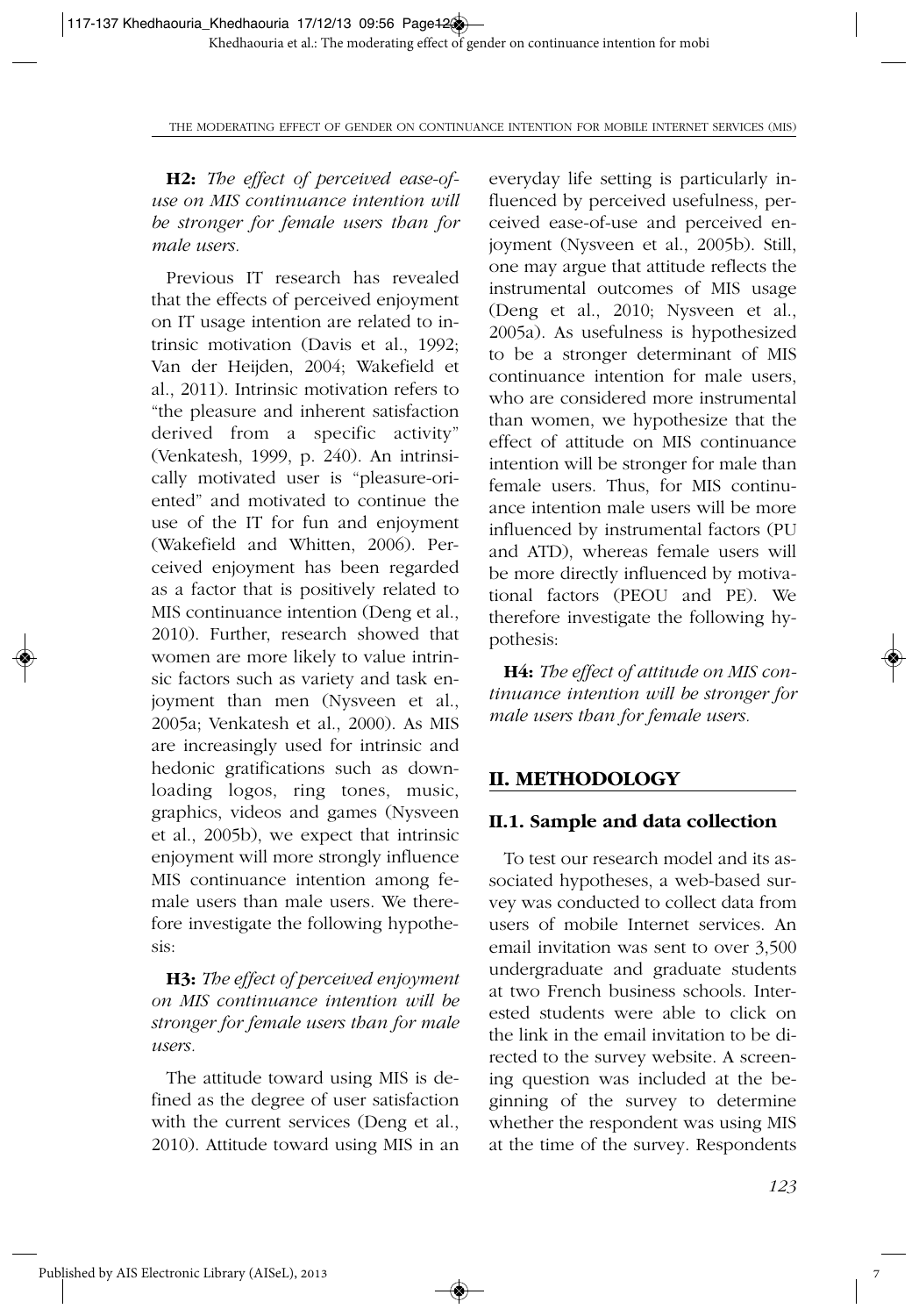**H2:** *The effect of perceived ease-of-use on MIS continuance intention will be stronger for female users than for male users.*

Previous IT research has revealed that the effects of perceived enjoyment on IT usage intention are related to intrinsic motivation (Davis et al., 1992; Van der Heijden, 2004; Wakefield et al., 2011). Intrinsic motivation refers to "the pleasure and inherent satisfaction derived from a specific activity" (Venkatesh, 1999, p. 240). An intrinsically motivated user is "pleasure-oriented" and motivated to continue the use of the IT for fun and enjoyment (Wakefield and Whitten, 2006). Perceived enjoyment has been regarded as a factor that is positively related to MIS continuance intention (Deng et al., 2010). Further, research showed that women are more likely to value intrinsic factors such as variety and task enjoyment than men (Nysveen et al., 2005a; Venkatesh et al., 2000). As MIS are increasingly used for intrinsic and hedonic gratifications such as downloading logos, ring tones, music, graphics, videos and games (Nysveen et al., 2005b), we expect that intrinsic enjoyment will more strongly influence MIS continuance intention among female users than male users. We therefore investigate the following hypothesis:

**H3:** *The effect of perceived enjoyment on MIS continuance intention will be stronger for female users than for male users.*

The attitude toward using MIS is defined as the degree of user satisfaction with the current services (Deng et al., 2010). Attitude toward using MIS in an everyday life setting is particularly influenced by perceived usefulness, perceived ease-of-use and perceived enjoyment (Nysveen et al., 2005b). Still, one may argue that attitude reflects the instrumental outcomes of MIS usage (Deng et al., 2010; Nysveen et al., 2005a). As usefulness is hypothesized to be a stronger determinant of MIS continuance intention for male users, who are considered more instrumental than women, we hypothesize that the effect of attitude on MIS continuance intention will be stronger for male than female users. Thus, for MIS continuance intention male users will be more influenced by instrumental factors (PU and ATD), whereas female users will be more directly influenced by motivational factors (PEOU and PE). We therefore investigate the following hypothesis:

**H4:** *The effect of attitude on MIS continuance intention will be stronger for male users than for female users.*

## II. METHODOLOGY

### II.1. Sample and data collection

To test our research model and its associated hypotheses, a web-based survey was conducted to collect data from users of mobile Internet services. An email invitation was sent to over 3,500 undergraduate and graduate students at two French business schools. Interested students were able to click on the link in the email invitation to be directed to the survey website. A screening question was included at the beginning of the survey to determine whether the respondent was using MIS at the time of the survey. Respondents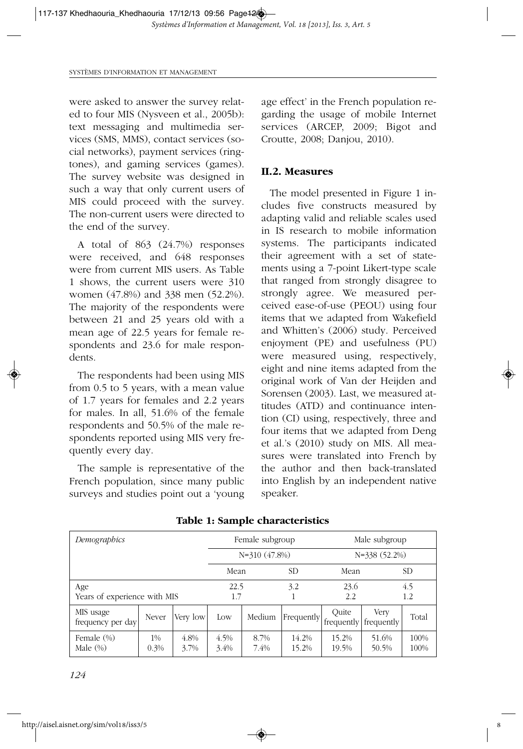were asked to answer the survey related to four MIS (Nysveen et al., 2005b): text messaging and multimedia services (SMS, MMS), contact services (social networks), payment services (ringtones), and gaming services (games). The survey website was designed in such a way that only current users of MIS could proceed with the survey. The non-current users were directed to the end of the survey.

A total of 863 (24.7%) responses were received, and 648 responses were from current MIS users. As Table 1 shows, the current users were 310 women (47.8%) and 338 men (52.2%). The majority of the respondents were between 21 and 25 years old with a mean age of 22.5 years for female respondents and 23.6 for male respondents.

The respondents had been using MIS from 0.5 to 5 years, with a mean value of 1.7 years for females and 2.2 years for males. In all, 51.6% of the female respondents and 50.5% of the male respondents reported using MIS very frequently every day.

The sample is representative of the French population, since many public surveys and studies point out a 'young age effect' in the French population regarding the usage of mobile Internet services (ARCEP, 2009; Bigot and Croutte, 2008; Danjou, 2010).

## II.2. Measures

The model presented in Figure 1 includes five constructs measured by adapting valid and reliable scales used in IS research to mobile information systems. The participants indicated their agreement with a set of statements using a 7-point Likert-type scale that ranged from strongly disagree to strongly agree. We measured perceived ease-of-use (PEOU) using four items that we adapted from Wakefield and Whitten's (2006) study. Perceived enjoyment (PE) and usefulness (PU) were measured using, respectively, eight and nine items adapted from the original work of Van der Heijden and Sorensen (2003). Last, we measured attitudes (ATD) and continuance intention (CI) using, respectively, three and four items that we adapted from Deng et al.'s (2010) study on MIS. All measures were translated into French by the author and then back-translated into English by an independent native speaker.

**Table 1: Sample characteristics**

| *Demographics* | | | Female subgroup | | | Male subgroup | | |
|---|---|---|---|---|---|---|---|---|
| | | | N=310 (47.8%) | | | N=338 (52.2%) | | |
| | | | Mean | | SD | Mean | | SD |
| Age | | | 22.5 | | 3.2 | 23.6 | | 4.5 |
| Years of experience with MIS | | | 1.7 | | 1 | 2.2 | | 1.2 |
| MIS usage frequency per day | Never | Very low | Low | Medium | Frequently | Quite frequently | Very frequently | Total |
| Female (%) | 1% | 4.8% | 4.5% | 8.7% | 14.2% | 15.2% | 51.6% | 100% |
| Male (%) | 0.3% | 3.7% | 3.4% | 7.4% | 15.2% | 19.5% | 50.5% | 100% |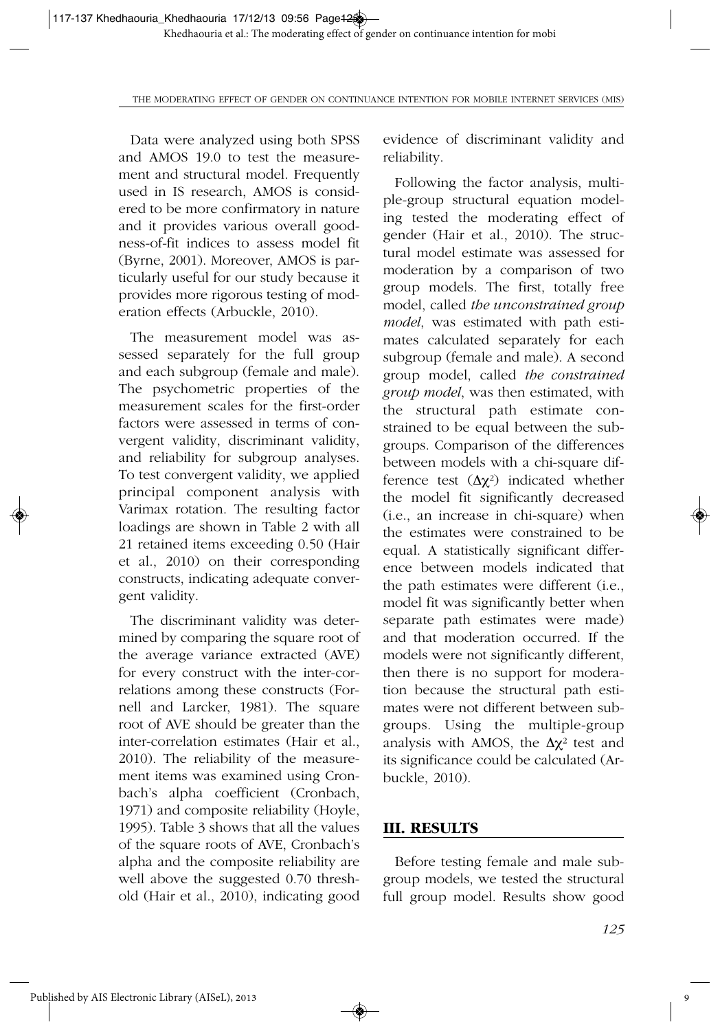Data were analyzed using both SPSS and AMOS 19.0 to test the measurement and structural model. Frequently used in IS research, AMOS is considered to be more confirmatory in nature and it provides various overall goodness-of-fit indices to assess model fit (Byrne, 2001). Moreover, AMOS is particularly useful for our study because it provides more rigorous testing of moderation effects (Arbuckle, 2010).

The measurement model was assessed separately for the full group and each subgroup (female and male). The psychometric properties of the measurement scales for the first-order factors were assessed in terms of convergent validity, discriminant validity, and reliability for subgroup analyses. To test convergent validity, we applied principal component analysis with Varimax rotation. The resulting factor loadings are shown in Table 2 with all 21 retained items exceeding 0.50 (Hair et al., 2010) on their corresponding constructs, indicating adequate convergent validity.

The discriminant validity was determined by comparing the square root of the average variance extracted (AVE) for every construct with the inter-correlations among these constructs (Fornell and Larcker, 1981). The square root of AVE should be greater than the inter-correlation estimates (Hair et al., 2010). The reliability of the measurement items was examined using Cronbach's alpha coefficient (Cronbach, 1971) and composite reliability (Hoyle, 1995). Table 3 shows that all the values of the square roots of AVE, Cronbach's alpha and the composite reliability are well above the suggested 0.70 threshold (Hair et al., 2010), indicating good evidence of discriminant validity and reliability.

Following the factor analysis, multiple-group structural equation modeling tested the moderating effect of gender (Hair et al., 2010). The structural model estimate was assessed for moderation by a comparison of two group models. The first, totally free model, called *the unconstrained group model*, was estimated with path estimates calculated separately for each subgroup (female and male). A second group model, called *the constrained group model*, was then estimated, with the structural path estimate constrained to be equal between the subgroups. Comparison of the differences between models with a chi-square difference test ($\Delta\chi^2$) indicated whether the model fit significantly decreased (i.e., an increase in chi-square) when the estimates were constrained to be equal. A statistically significant difference between models indicated that the path estimates were different (i.e., model fit was significantly better when separate path estimates were made) and that moderation occurred. If the models were not significantly different, then there is no support for moderation because the structural path estimates were not different between subgroups. Using the multiple-group analysis with AMOS, the $\Delta\chi^2$ test and its significance could be calculated (Arbuckle, 2010).

## III. RESULTS

Before testing female and male subgroup models, we tested the structural full group model. Results show good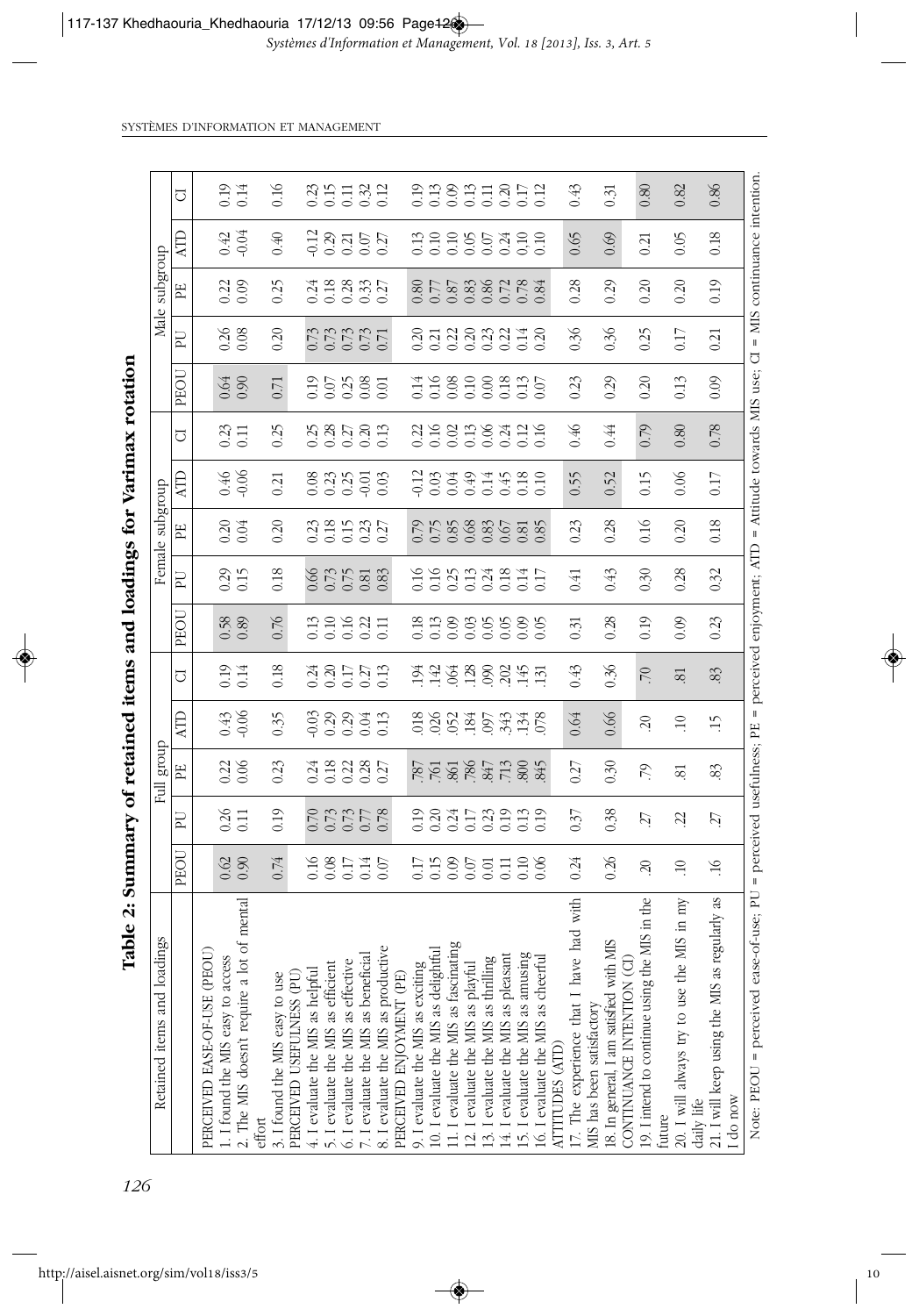## Table 2: Summary of retained items and loadings for Varimax rotation

| Retained items and loadings | Full group | | | | | Female subgroup | | | | | Male subgroup | | | | |
|---|---|---|---|---|---|---|---|---|---|---|---|---|---|---|---|
| | PEOU | PU | PE | ATD | CI | PEOU | PU | PE | ATD | CI | PEOU | PU | PE | ATD | CI |
| PERCEIVED EASE-OF-USE (PEOU) | | | | | | | | | | | | | | | |
| 1. I found the MIS easy to access | 0.62 | 0.26 | 0.22 | 0.43 | 0.19 | 0.58 | 0.29 | 0.20 | 0.46 | 0.23 | 0.64 | 0.26 | 0.22 | 0.42 | 0.19 |
| 2. The MIS doesn't require a lot of mental effort | 0.90 | 0.11 | 0.06 | -0.06 | 0.14 | 0.89 | 0.15 | 0.04 | -0.06 | 0.11 | 0.90 | 0.08 | 0.09 | -0.04 | 0.14 |
| 3. I found the MIS easy to use | 0.74 | 0.19 | 0.23 | 0.35 | 0.18 | 0.76 | 0.18 | 0.20 | 0.21 | 0.25 | 0.71 | 0.20 | 0.25 | 0.40 | 0.16 |
| PERCEIVED USEFULNESS (PU) | | | | | | | | | | | | | | | |
| 4. I evaluate the MIS as helpful | 0.16 | 0.70 | 0.24 | -0.03 | 0.24 | 0.13 | 0.66 | 0.23 | 0.08 | 0.25 | 0.19 | 0.73 | 0.24 | -0.12 | 0.23 |
| 5. I evaluate the MIS as efficient | 0.08 | 0.73 | 0.18 | 0.29 | 0.20 | 0.10 | 0.73 | 0.18 | 0.23 | 0.28 | 0.07 | 0.73 | 0.18 | 0.29 | 0.15 |
| 6. I evaluate the MIS as effective | 0.17 | 0.73 | 0.22 | 0.29 | 0.17 | 0.16 | 0.75 | 0.15 | 0.25 | 0.27 | 0.25 | 0.73 | 0.28 | 0.21 | 0.11 |
| 7. I evaluate the MIS as beneficial | 0.14 | 0.77 | 0.28 | 0.04 | 0.27 | 0.22 | 0.81 | 0.23 | -0.01 | 0.20 | 0.08 | 0.73 | 0.33 | 0.07 | 0.32 |
| 8. I evaluate the MIS as productive | 0.07 | 0.78 | 0.27 | 0.13 | 0.13 | 0.11 | 0.83 | 0.27 | 0.03 | 0.13 | 0.01 | 0.71 | 0.27 | 0.27 | 0.12 |
| PERCEIVED ENJOYMENT (PE) | | | | | | | | | | | | | | | |
| 9. I evaluate the MIS as exciting | 0.17 | 0.19 | .787 | .018 | .194 | 0.18 | 0.16 | 0.79 | -0.12 | 0.22 | 0.14 | 0.20 | 0.80 | 0.13 | 0.19 |
| 10. I evaluate the MIS as delightful | 0.15 | 0.20 | .761 | .026 | .142 | 0.13 | 0.16 | 0.75 | 0.03 | 0.16 | 0.16 | 0.21 | 0.77 | 0.10 | 0.13 |
| 11. I evaluate the MIS as fascinating | 0.09 | 0.24 | .861 | .052 | .064 | 0.09 | 0.25 | 0.85 | 0.04 | 0.02 | 0.08 | 0.22 | 0.87 | 0.10 | 0.09 |
| 12. I evaluate the MIS as playful | 0.07 | 0.17 | .786 | .184 | .128 | 0.03 | 0.13 | 0.68 | 0.49 | 0.13 | 0.10 | 0.20 | 0.83 | 0.05 | 0.13 |
| 13. I evaluate the MIS as thrilling | 0.01 | 0.23 | .847 | .097 | .090 | 0.05 | 0.24 | 0.83 | 0.14 | 0.06 | 0.00 | 0.23 | 0.86 | 0.07 | 0.11 |
| 14. I evaluate the MIS as pleasant | 0.11 | 0.19 | .713 | .343 | .202 | 0.05 | 0.18 | 0.67 | 0.45 | 0.24 | 0.18 | 0.22 | 0.72 | 0.24 | 0.20 |
| 15. I evaluate the MIS as amusing | 0.10 | 0.13 | .800 | .134 | .145 | 0.09 | 0.14 | 0.81 | 0.18 | 0.12 | 0.13 | 0.14 | 0.78 | 0.10 | 0.17 |
| 16. I evaluate the MIS as cheerful | 0.06 | 0.19 | .845 | .078 | .131 | 0.05 | 0.17 | 0.85 | 0.10 | 0.16 | 0.07 | 0.20 | 0.84 | 0.10 | 0.12 |
| ATTITUDES (ATD) | | | | | | | | | | | | | | | |
| 17. The experience that I have had with MIS has been satisfactory | 0.24 | 0.37 | 0.27 | 0.64 | 0.43 | 0.31 | 0.41 | 0.23 | 0.55 | 0.46 | 0.23 | 0.36 | 0.28 | 0.65 | 0.43 |
| 18. In general, I am satisfied with MIS | 0.26 | 0.38 | 0.30 | 0.66 | 0.36 | 0.28 | 0.43 | 0.28 | 0.52 | 0.44 | 0.29 | 0.36 | 0.29 | 0.69 | 0.31 |
| CONTINUANCE INTENTION (CI) | | | | | | | | | | | | | | | |
| 19. I intend to continue using the MIS in the future | .20 | .27 | .79 | .20 | .70 | 0.19 | 0.30 | 0.16 | 0.15 | 0.79 | 0.20 | 0.25 | 0.20 | 0.21 | 0.80 |
| 20. I will always try to use the MIS in my daily life | .10 | .22 | .81 | .10 | .81 | 0.09 | 0.28 | 0.20 | 0.06 | 0.80 | 0.13 | 0.17 | 0.20 | 0.05 | 0.82 |
| 21. I will keep using the MIS as regularly as I do now | .16 | .27 | .83 | .15 | .83 | 0.23 | 0.32 | 0.18 | 0.17 | 0.78 | 0.09 | 0.21 | 0.19 | 0.18 | 0.86 |

Note: PEOU = perceived ease-of-use; PU = perceived usefulness; PE = perceived enjoyment; ATD = Attitude towards MIS use; CI = MIS continuance intention.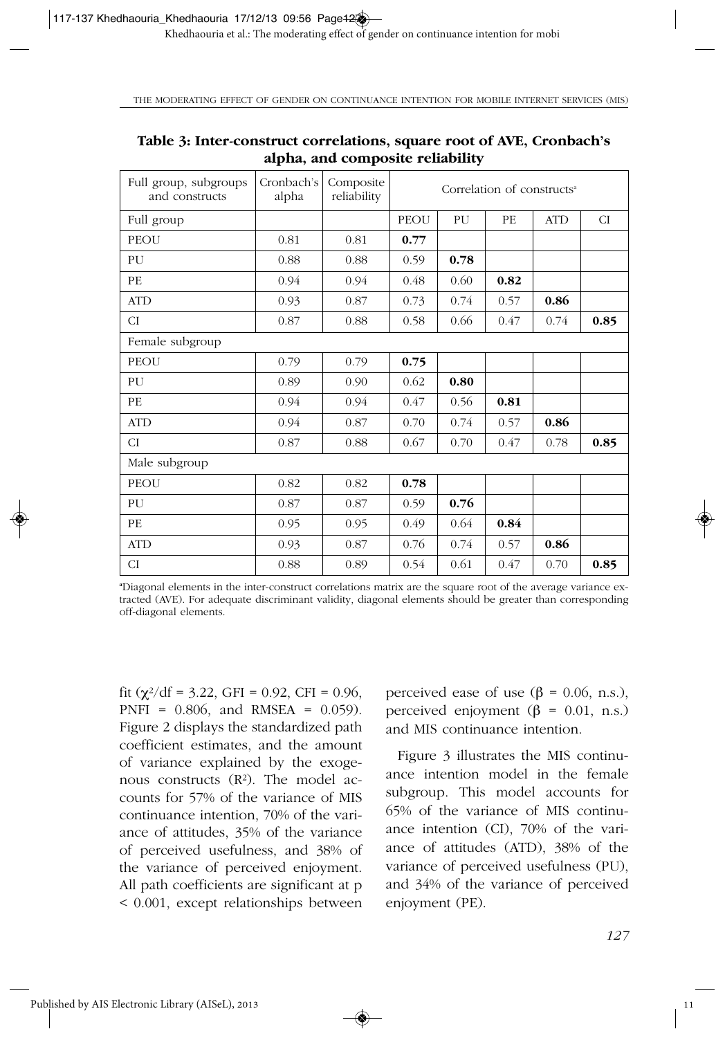**Table 3: Inter-construct correlations, square root of AVE, Cronbach's alpha, and composite reliability**

| Full group, subgroups and constructs | Cronbach's alpha | Composite reliability | Correlation of constructs[a] | | | | |
|---|---|---|---|---|---|---|---|
| Full group | | | PEOU | PU | PE | ATD | CI |
| PEOU | 0.81 | 0.81 | **0.77** | | | | |
| PU | 0.88 | 0.88 | 0.59 | **0.78** | | | |
| PE | 0.94 | 0.94 | 0.48 | 0.60 | **0.82** | | |
| ATD | 0.93 | 0.87 | 0.73 | 0.74 | 0.57 | **0.86** | |
| CI | 0.87 | 0.88 | 0.58 | 0.66 | 0.47 | 0.74 | **0.85** |
| Female subgroup | | | | | | | |
| PEOU | 0.79 | 0.79 | **0.75** | | | | |
| PU | 0.89 | 0.90 | 0.62 | **0.80** | | | |
| PE | 0.94 | 0.94 | 0.47 | 0.56 | **0.81** | | |
| ATD | 0.94 | 0.87 | 0.70 | 0.74 | 0.57 | **0.86** | |
| CI | 0.87 | 0.88 | 0.67 | 0.70 | 0.47 | 0.78 | **0.85** |
| Male subgroup | | | | | | | |
| PEOU | 0.82 | 0.82 | **0.78** | | | | |
| PU | 0.87 | 0.87 | 0.59 | **0.76** | | | |
| PE | 0.95 | 0.95 | 0.49 | 0.64 | **0.84** | | |
| ATD | 0.93 | 0.87 | 0.76 | 0.74 | 0.57 | **0.86** | |
| CI | 0.88 | 0.89 | 0.54 | 0.61 | 0.47 | 0.70 | **0.85** |

[a]Diagonal elements in the inter-construct correlations matrix are the square root of the average variance extracted (AVE). For adequate discriminant validity, diagonal elements should be greater than corresponding off-diagonal elements.

fit ($\chi^2/df = 3.22$, GFI = 0.92, CFI = 0.96, PNFI = 0.806, and RMSEA = 0.059). Figure 2 displays the standardized path coefficient estimates, and the amount of variance explained by the exogenous constructs ($R^2$). The model accounts for 57% of the variance of MIS continuance intention, 70% of the variance of attitudes, 35% of the variance of perceived usefulness, and 38% of the variance of perceived enjoyment. All path coefficients are significant at $p < 0.001$, except relationships between perceived ease of use ($\beta = 0.06$, n.s.), perceived enjoyment ($\beta = 0.01$, n.s.) and MIS continuance intention.

Figure 3 illustrates the MIS continuance intention model in the female subgroup. This model accounts for 65% of the variance of MIS continuance intention (CI), 70% of the variance of attitudes (ATD), 38% of the variance of perceived usefulness (PU), and 34% of the variance of perceived enjoyment (PE).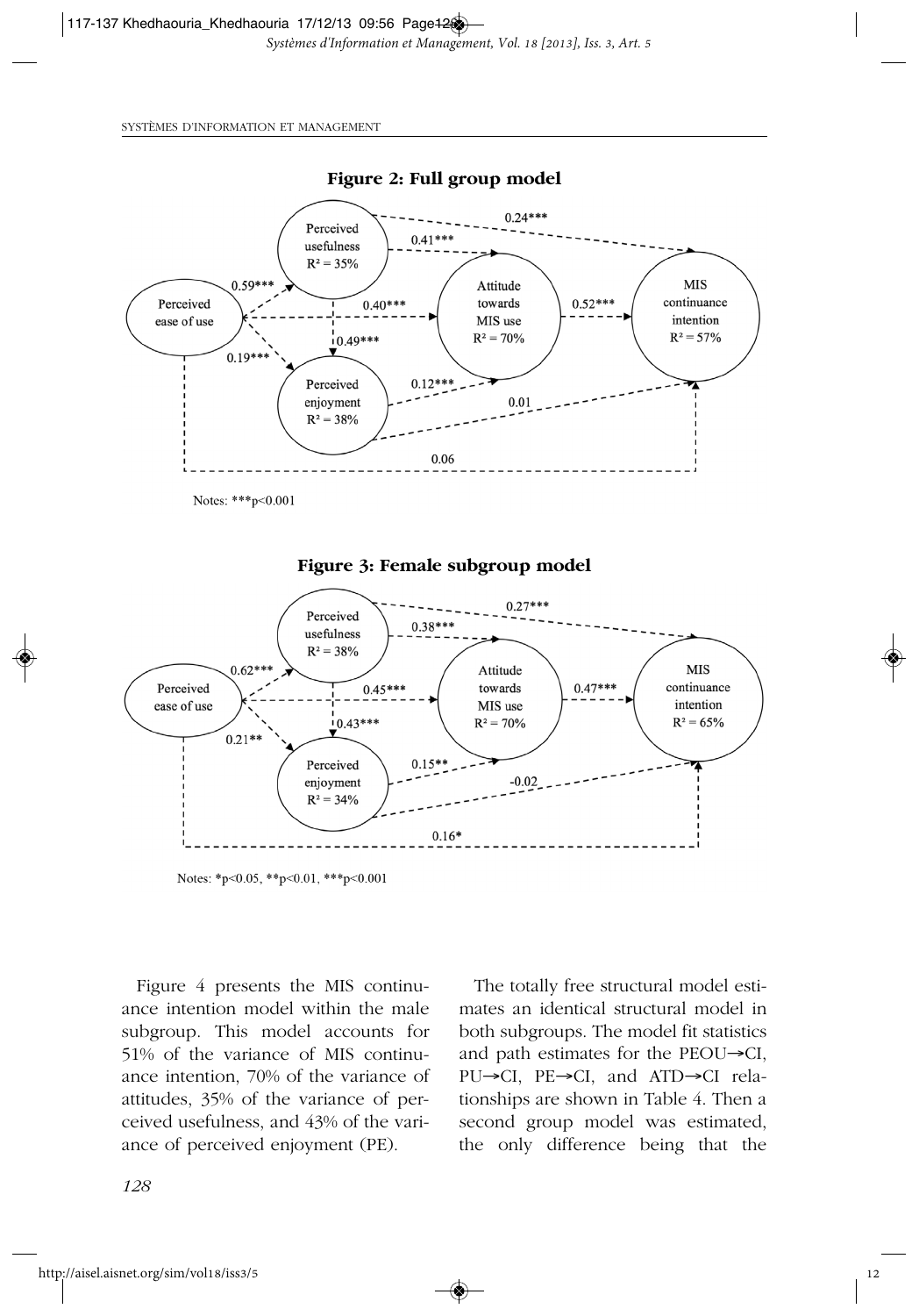**Figure 2: Full group model**

Notes: ***p<0.001

**Figure 3: Female subgroup model**

Notes: *p<0.05, **p<0.01, ***p<0.001

Figure 4 presents the MIS continuance intention model within the male subgroup. This model accounts for 51% of the variance of MIS continuance intention, 70% of the variance of attitudes, 35% of the variance of perceived usefulness, and 43% of the variance of perceived enjoyment (PE).

The totally free structural model estimates an identical structural model in both subgroups. The model fit statistics and path estimates for the PEOU→CI, PU→CI, PE→CI, and ATD→CI relationships are shown in Table 4. Then a second group model was estimated, the only difference being that the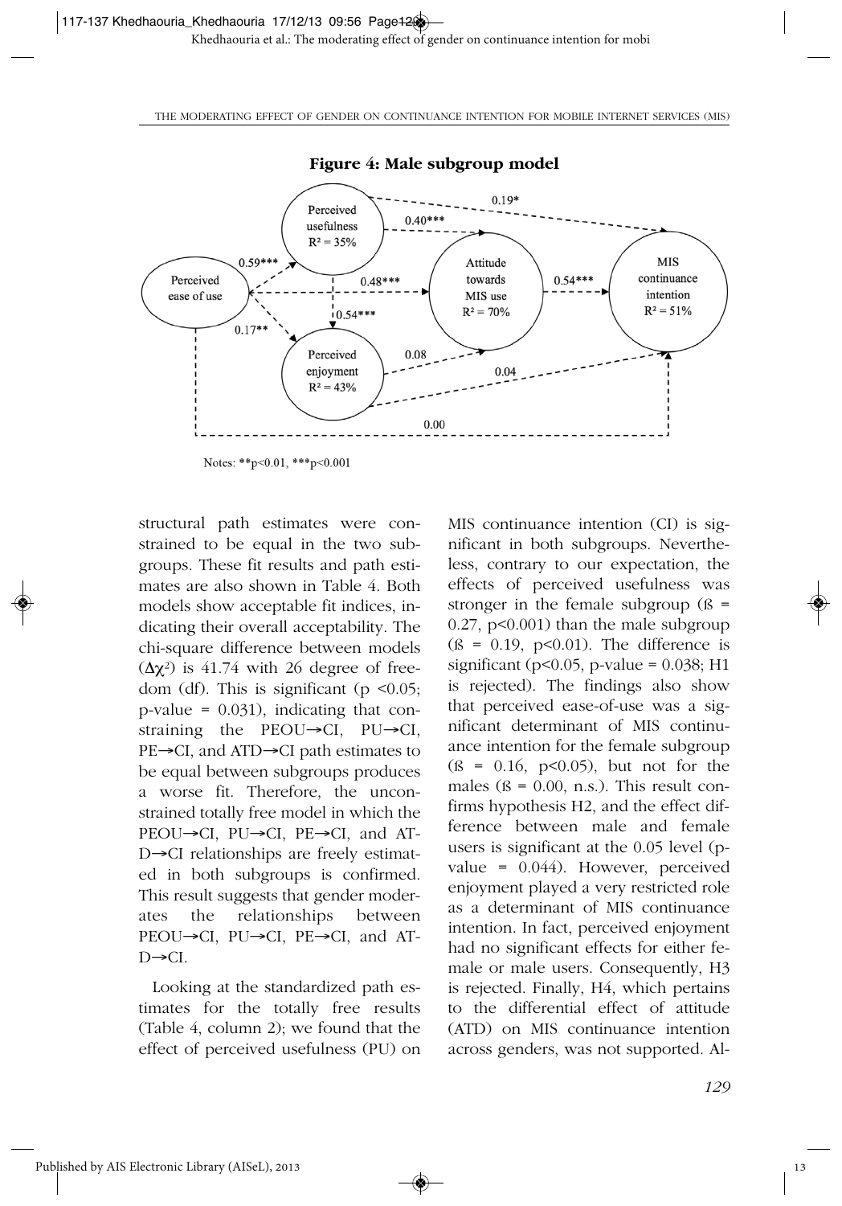**Figure 4: Male subgroup model**

Notes: **p<0.01, ***p<0.001

structural path estimates were constrained to be equal in the two subgroups. These fit results and path estimates are also shown in Table 4. Both models show acceptable fit indices, indicating their overall acceptability. The chi-square difference between models ($\Delta\chi^2$) is 41.74 with 26 degree of freedom (df). This is significant ($p < 0.05$; p-value = 0.031), indicating that constraining the PEOU→CI, PU→CI, PE→CI, and ATD→CI path estimates to be equal between subgroups produces a worse fit. Therefore, the unconstrained totally free model in which the PEOU→CI, PU→CI, PE→CI, and ATD→CI relationships are freely estimated in both subgroups is confirmed. This result suggests that gender moderates the relationships between PEOU→CI, PU→CI, PE→CI, and ATD→CI.

Looking at the standardized path estimates for the totally free results (Table 4, column 2); we found that the effect of perceived usefulness (PU) on MIS continuance intention (CI) is significant in both subgroups. Nevertheless, contrary to our expectation, the effects of perceived usefulness was stronger in the female subgroup ($ß = 0.27$, $p<0.001$) than the male subgroup ($ß = 0.19$, $p<0.01$). The difference is significant ($p<0.05$, p-value = 0.038; H1 is rejected). The findings also show that perceived ease-of-use was a significant determinant of MIS continuance intention for the female subgroup ($ß = 0.16$, $p<0.05$), but not for the males ($ß = 0.00$, n.s.). This result confirms hypothesis H2, and the effect difference between male and female users is significant at the 0.05 level (p-value = 0.044). However, perceived enjoyment played a very restricted role as a determinant of MIS continuance intention. In fact, perceived enjoyment had no significant effects for either female or male users. Consequently, H3 is rejected. Finally, H4, which pertains to the differential effect of attitude (ATD) on MIS continuance intention across genders, was not supported. Al-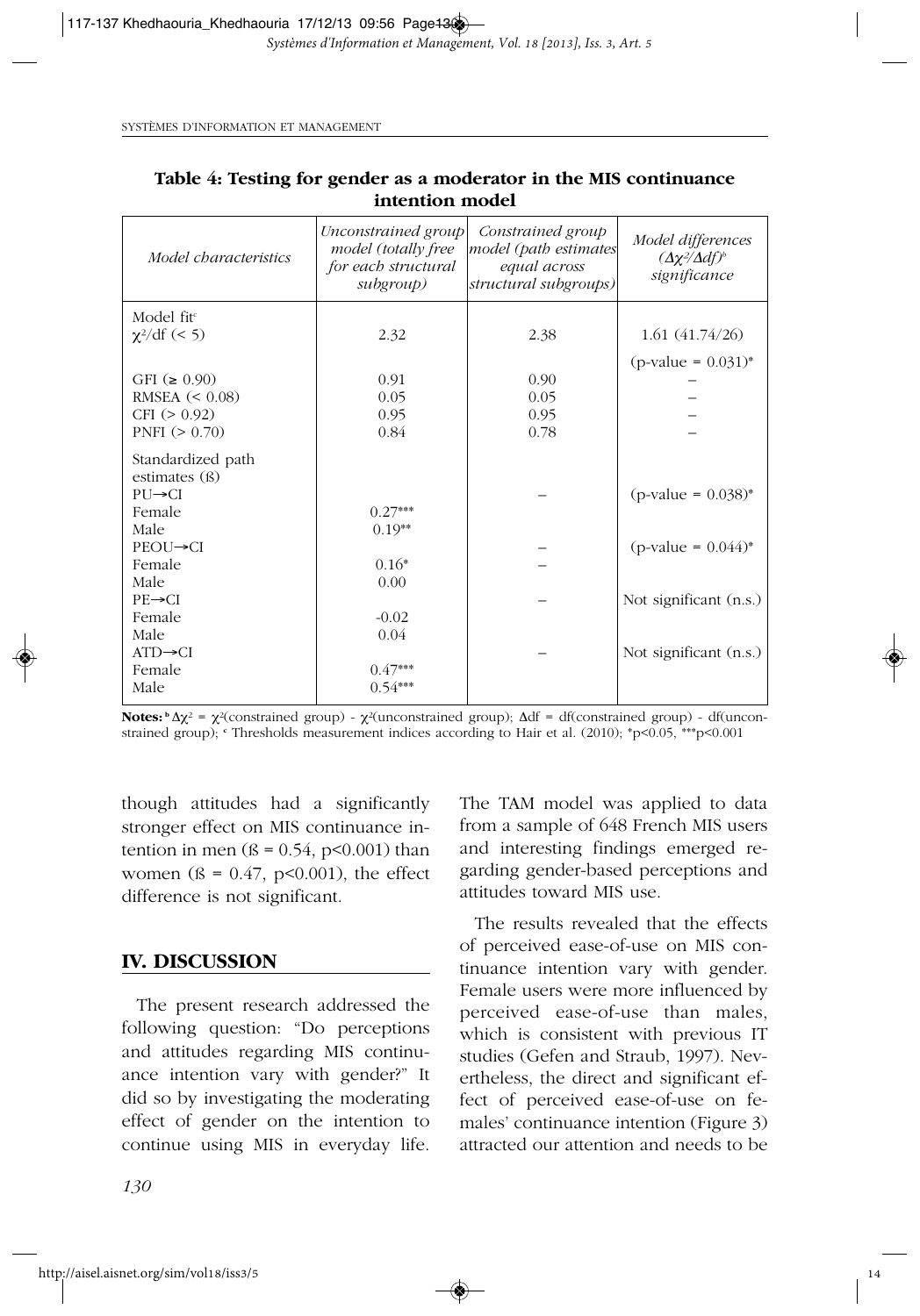**Table 4: Testing for gender as a moderator in the MIS continuance intention model**

| *Model characteristics* | *Unconstrained group model (totally free for each structural subgroup)* | *Constrained group model (path estimates equal across structural subgroups)* | *Model differences ($\Delta\chi^2/\Delta df$)[b] significance* |
| --- | --- | --- | --- |
| Model fit[c] | | | |
| $\chi^2$/df (< 5) | 2.32 | 2.38 | 1.61 (41.74/26) |
| | | | (p-value = 0.031)* |
| GFI (≥ 0.90) | 0.91 | 0.90 | – |
| RMSEA (< 0.08) | 0.05 | 0.05 | – |
| CFI (> 0.92) | 0.95 | 0.95 | – |
| PNFI (> 0.70) | 0.84 | 0.78 | – |
| Standardized path estimates (ß) | | | |
| PU→CI | | – | (p-value = 0.038)* |
| Female | 0.27*** | | |
| Male | 0.19** | | |
| PEOU→CI | | – | (p-value = 0.044)* |
| Female | 0.16* | – | |
| Male | 0.00 | | |
| PE→CI | | – | Not significant (n.s.) |
| Female | -0.02 | | |
| Male | 0.04 | | |
| ATD→CI | | – | Not significant (n.s.) |
| Female | 0.47*** | | |
| Male | 0.54*** | | |

**Notes:** [b] $\Delta\chi^2 = \chi^2$(constrained group) - $\chi^2$(unconstrained group); $\Delta$df = df(constrained group) - df(unconstrained group); [c] Thresholds measurement indices according to Hair et al. (2010); *p<0.05, ***p<0.001

though attitudes had a significantly stronger effect on MIS continuance intention in men (ß = 0.54, p<0.001) than women (ß = 0.47, p<0.001), the effect difference is not significant.

## IV. DISCUSSION

The present research addressed the following question: "Do perceptions and attitudes regarding MIS continuance intention vary with gender?" It did so by investigating the moderating effect of gender on the intention to continue using MIS in everyday life. The TAM model was applied to data from a sample of 648 French MIS users and interesting findings emerged regarding gender-based perceptions and attitudes toward MIS use.

The results revealed that the effects of perceived ease-of-use on MIS continuance intention vary with gender. Female users were more influenced by perceived ease-of-use than males, which is consistent with previous IT studies (Gefen and Straub, 1997). Nevertheless, the direct and significant effect of perceived ease-of-use on females' continuance intention (Figure 3) attracted our attention and needs to be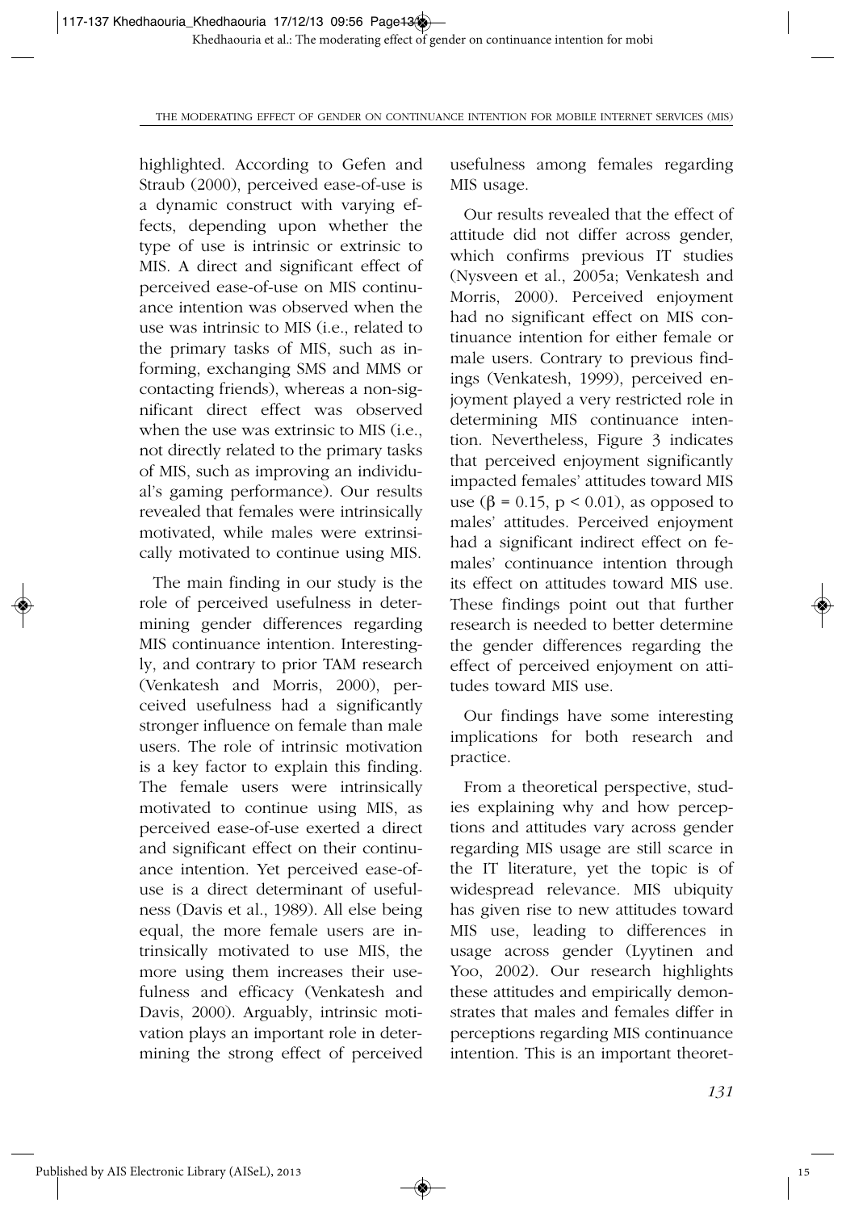highlighted. According to Gefen and Straub (2000), perceived ease-of-use is a dynamic construct with varying effects, depending upon whether the type of use is intrinsic or extrinsic to MIS. A direct and significant effect of perceived ease-of-use on MIS continuance intention was observed when the use was intrinsic to MIS (i.e., related to the primary tasks of MIS, such as informing, exchanging SMS and MMS or contacting friends), whereas a non-significant direct effect was observed when the use was extrinsic to MIS (i.e., not directly related to the primary tasks of MIS, such as improving an individual's gaming performance). Our results revealed that females were intrinsically motivated, while males were extrinsically motivated to continue using MIS.

The main finding in our study is the role of perceived usefulness in determining gender differences regarding MIS continuance intention. Interestingly, and contrary to prior TAM research (Venkatesh and Morris, 2000), perceived usefulness had a significantly stronger influence on female than male users. The role of intrinsic motivation is a key factor to explain this finding. The female users were intrinsically motivated to continue using MIS, as perceived ease-of-use exerted a direct and significant effect on their continuance intention. Yet perceived ease-of-use is a direct determinant of usefulness (Davis et al., 1989). All else being equal, the more female users are intrinsically motivated to use MIS, the more using them increases their usefulness and efficacy (Venkatesh and Davis, 2000). Arguably, intrinsic motivation plays an important role in determining the strong effect of perceived usefulness among females regarding MIS usage.

Our results revealed that the effect of attitude did not differ across gender, which confirms previous IT studies (Nysveen et al., 2005a; Venkatesh and Morris, 2000). Perceived enjoyment had no significant effect on MIS continuance intention for either female or male users. Contrary to previous findings (Venkatesh, 1999), perceived enjoyment played a very restricted role in determining MIS continuance intention. Nevertheless, Figure 3 indicates that perceived enjoyment significantly impacted females' attitudes toward MIS use ($\beta = 0.15$, $p < 0.01$), as opposed to males' attitudes. Perceived enjoyment had a significant indirect effect on females' continuance intention through its effect on attitudes toward MIS use. These findings point out that further research is needed to better determine the gender differences regarding the effect of perceived enjoyment on attitudes toward MIS use.

Our findings have some interesting implications for both research and practice.

From a theoretical perspective, studies explaining why and how perceptions and attitudes vary across gender regarding MIS usage are still scarce in the IT literature, yet the topic is of widespread relevance. MIS ubiquity has given rise to new attitudes toward MIS use, leading to differences in usage across gender (Lyytinen and Yoo, 2002). Our research highlights these attitudes and empirically demonstrates that males and females differ in perceptions regarding MIS continuance intention. This is an important theoret-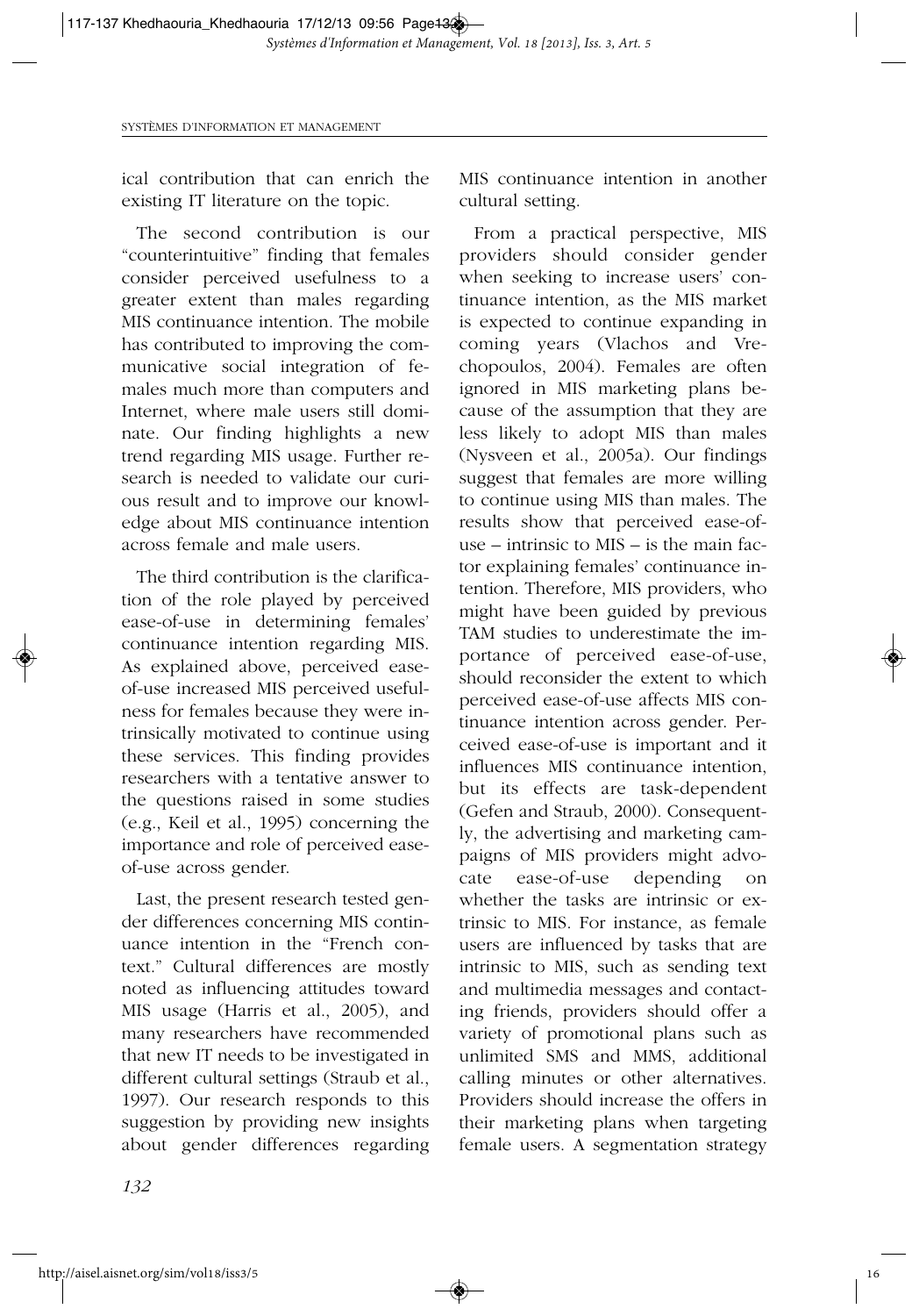ical contribution that can enrich the existing IT literature on the topic.

The second contribution is our "counterintuitive" finding that females consider perceived usefulness to a greater extent than males regarding MIS continuance intention. The mobile has contributed to improving the communicative social integration of females much more than computers and Internet, where male users still dominate. Our finding highlights a new trend regarding MIS usage. Further research is needed to validate our curious result and to improve our knowledge about MIS continuance intention across female and male users.

The third contribution is the clarification of the role played by perceived ease-of-use in determining females' continuance intention regarding MIS. As explained above, perceived ease-of-use increased MIS perceived usefulness for females because they were intrinsically motivated to continue using these services. This finding provides researchers with a tentative answer to the questions raised in some studies (e.g., Keil et al., 1995) concerning the importance and role of perceived ease-of-use across gender.

Last, the present research tested gender differences concerning MIS continuance intention in the "French context." Cultural differences are mostly noted as influencing attitudes toward MIS usage (Harris et al., 2005), and many researchers have recommended that new IT needs to be investigated in different cultural settings (Straub et al., 1997). Our research responds to this suggestion by providing new insights about gender differences regarding MIS continuance intention in another cultural setting.

From a practical perspective, MIS providers should consider gender when seeking to increase users' continuance intention, as the MIS market is expected to continue expanding in coming years (Vlachos and Vrechopoulos, 2004). Females are often ignored in MIS marketing plans because of the assumption that they are less likely to adopt MIS than males (Nysveen et al., 2005a). Our findings suggest that females are more willing to continue using MIS than males. The results show that perceived ease-of-use – intrinsic to MIS – is the main factor explaining females' continuance intention. Therefore, MIS providers, who might have been guided by previous TAM studies to underestimate the importance of perceived ease-of-use, should reconsider the extent to which perceived ease-of-use affects MIS continuance intention across gender. Perceived ease-of-use is important and it influences MIS continuance intention, but its effects are task-dependent (Gefen and Straub, 2000). Consequently, the advertising and marketing campaigns of MIS providers might advocate ease-of-use depending on whether the tasks are intrinsic or extrinsic to MIS. For instance, as female users are influenced by tasks that are intrinsic to MIS, such as sending text and multimedia messages and contacting friends, providers should offer a variety of promotional plans such as unlimited SMS and MMS, additional calling minutes or other alternatives. Providers should increase the offers in their marketing plans when targeting female users. A segmentation strategy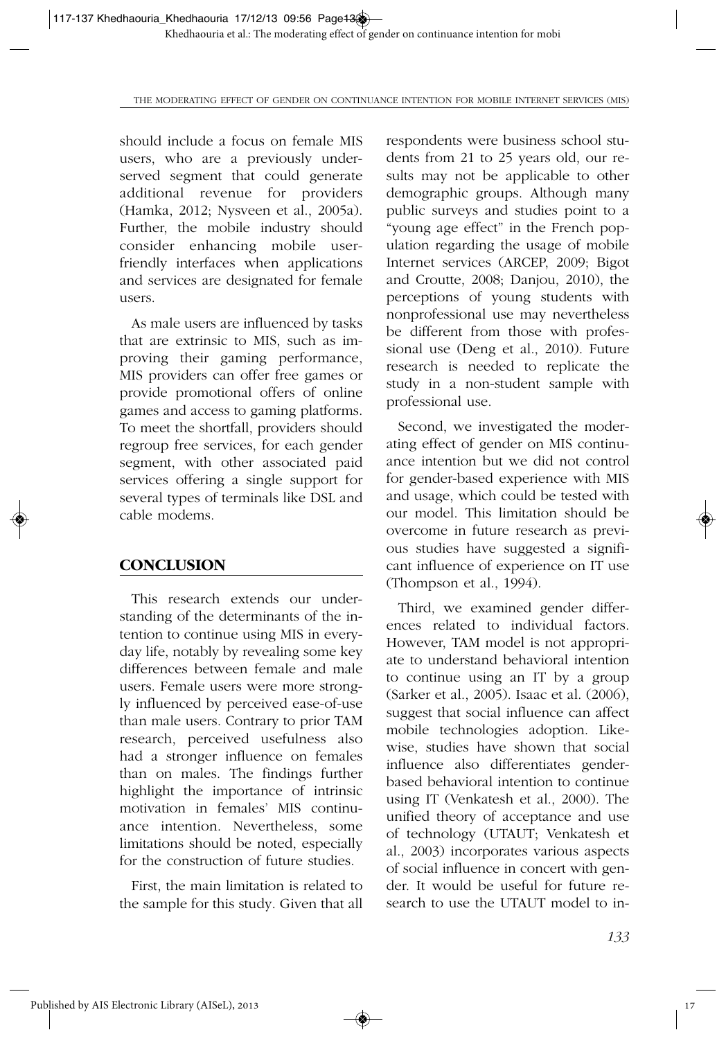should include a focus on female MIS users, who are a previously underserved segment that could generate additional revenue for providers (Hamka, 2012; Nysveen et al., 2005a). Further, the mobile industry should consider enhancing mobile user-friendly interfaces when applications and services are designated for female users.

As male users are influenced by tasks that are extrinsic to MIS, such as improving their gaming performance, MIS providers can offer free games or provide promotional offers of online games and access to gaming platforms. To meet the shortfall, providers should regroup free services, for each gender segment, with other associated paid services offering a single support for several types of terminals like DSL and cable modems.

## CONCLUSION

This research extends our understanding of the determinants of the intention to continue using MIS in everyday life, notably by revealing some key differences between female and male users. Female users were more strongly influenced by perceived ease-of-use than male users. Contrary to prior TAM research, perceived usefulness also had a stronger influence on females than on males. The findings further highlight the importance of intrinsic motivation in females' MIS continuance intention. Nevertheless, some limitations should be noted, especially for the construction of future studies.

First, the main limitation is related to the sample for this study. Given that all respondents were business school students from 21 to 25 years old, our results may not be applicable to other demographic groups. Although many public surveys and studies point to a "young age effect" in the French population regarding the usage of mobile Internet services (ARCEP, 2009; Bigot and Croutte, 2008; Danjou, 2010), the perceptions of young students with nonprofessional use may nevertheless be different from those with professional use (Deng et al., 2010). Future research is needed to replicate the study in a non-student sample with professional use.

Second, we investigated the moderating effect of gender on MIS continuance intention but we did not control for gender-based experience with MIS and usage, which could be tested with our model. This limitation should be overcome in future research as previous studies have suggested a significant influence of experience on IT use (Thompson et al., 1994).

Third, we examined gender differences related to individual factors. However, TAM model is not appropriate to understand behavioral intention to continue using an IT by a group (Sarker et al., 2005). Isaac et al. (2006), suggest that social influence can affect mobile technologies adoption. Likewise, studies have shown that social influence also differentiates gender-based behavioral intention to continue using IT (Venkatesh et al., 2000). The unified theory of acceptance and use of technology (UTAUT; Venkatesh et al., 2003) incorporates various aspects of social influence in concert with gender. It would be useful for future research to use the UTAUT model to in-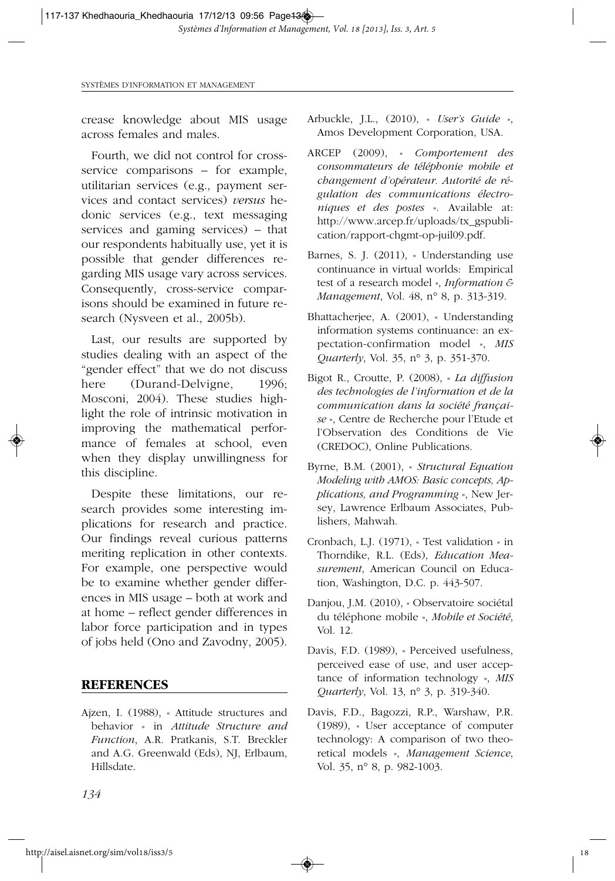crease knowledge about MIS usage across females and males.

Fourth, we did not control for cross-service comparisons – for example, utilitarian services (e.g., payment services and contact services) *versus* hedonic services (e.g., text messaging services and gaming services) – that our respondents habitually use, yet it is possible that gender differences regarding MIS usage vary across services. Consequently, cross-service comparisons should be examined in future research (Nysveen et al., 2005b).

Last, our results are supported by studies dealing with an aspect of the "gender effect" that we do not discuss here (Durand-Delvigne, 1996; Mosconi, 2004). These studies highlight the role of intrinsic motivation in improving the mathematical performance of females at school, even when they display unwillingness for this discipline.

Despite these limitations, our research provides some interesting implications for research and practice. Our findings reveal curious patterns meriting replication in other contexts. For example, one perspective would be to examine whether gender differences in MIS usage – both at work and at home – reflect gender differences in labor force participation and in types of jobs held (Ono and Zavodny, 2005).

## REFERENCES

Ajzen, I. (1988), « Attitude structures and behavior » in *Attitude Structure and Function*, A.R. Pratkanis, S.T. Breckler and A.G. Greenwald (Eds), NJ, Erlbaum, Hillsdate.

Arbuckle, J.L., (2010), « *User's Guide* », Amos Development Corporation, USA.

ARCEP (2009), « *Comportement des consommateurs de téléphonie mobile et changement d'opérateur. Autorité de régulation des communications électroniques et des postes* ». Available at: http://www.arcep.fr/uploads/tx_gspublication/rapport-chgmt-op-juil09.pdf.

Barnes, S. J. (2011), « Understanding use continuance in virtual worlds: Empirical test of a research model », *Information & Management*, Vol. 48, n° 8, p. 313-319.

Bhattacherjee, A. (2001), « Understanding information systems continuance: an expectation-confirmation model », *MIS Quarterly*, Vol. 35, n° 3, p. 351-370.

Bigot R., Croutte, P. (2008), « *La diffusion des technologies de l'information et de la communication dans la société française* », Centre de Recherche pour l'Etude et l'Observation des Conditions de Vie (CREDOC), Online Publications.

Byrne, B.M. (2001), « *Structural Equation Modeling with AMOS: Basic concepts, Applications, and Programming* », New Jersey, Lawrence Erlbaum Associates, Publishers, Mahwah.

Cronbach, L.J. (1971), « Test validation » in Thorndike, R.L. (Eds), *Education Measurement*, American Council on Education, Washington, D.C. p. 443-507.

Danjou, J.M. (2010), « Observatoire sociétal du téléphone mobile », *Mobile et Société*, Vol. 12.

Davis, F.D. (1989), « Perceived usefulness, perceived ease of use, and user acceptance of information technology », *MIS Quarterly*, Vol. 13, n° 3, p. 319-340.

Davis, F.D., Bagozzi, R.P., Warshaw, P.R. (1989), « User acceptance of computer technology: A comparison of two theoretical models », *Management Science*, Vol. 35, n° 8, p. 982-1003.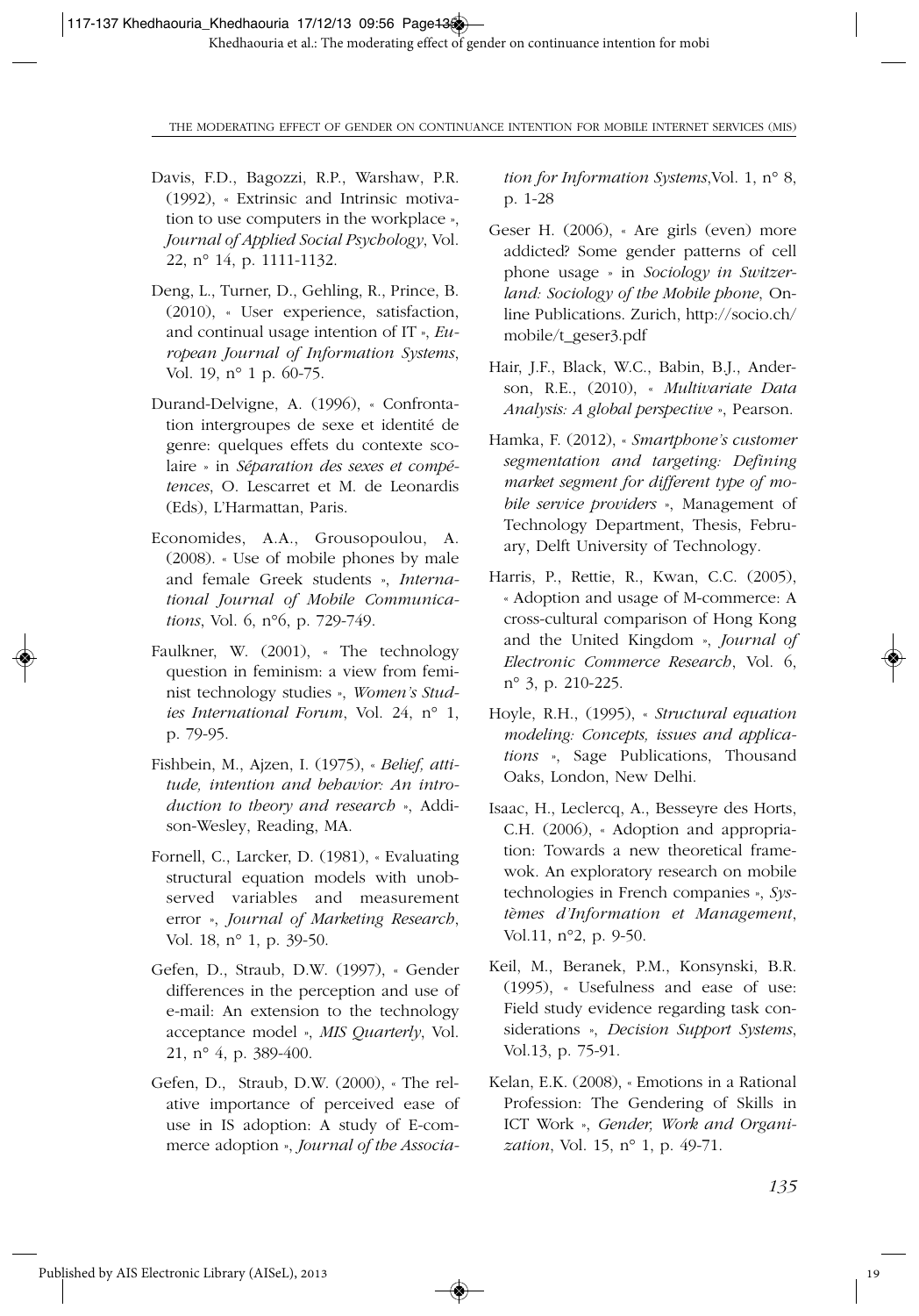Davis, F.D., Bagozzi, R.P., Warshaw, P.R. (1992), « Extrinsic and Intrinsic motivation to use computers in the workplace », *Journal of Applied Social Psychology*, Vol. 22, n° 14, p. 1111-1132.

Deng, L., Turner, D., Gehling, R., Prince, B. (2010), « User experience, satisfaction, and continual usage intention of IT », *European Journal of Information Systems*, Vol. 19, n° 1 p. 60-75.

Durand-Delvigne, A. (1996), « Confrontation intergroupes de sexe et identité de genre: quelques effets du contexte scolaire » in *Séparation des sexes et compétences*, O. Lescarret et M. de Leonardis (Eds), L'Harmattan, Paris.

Economides, A.A., Grousopoulou, A. (2008). « Use of mobile phones by male and female Greek students », *International Journal of Mobile Communications*, Vol. 6, n°6, p. 729-749.

Faulkner, W. (2001), « The technology question in feminism: a view from feminist technology studies », *Women's Studies International Forum*, Vol. 24, n° 1, p. 79-95.

Fishbein, M., Ajzen, I. (1975), « *Belief, attitude, intention and behavior: An introduction to theory and research* », Addison-Wesley, Reading, MA.

Fornell, C., Larcker, D. (1981), « Evaluating structural equation models with unobserved variables and measurement error », *Journal of Marketing Research*, Vol. 18, n° 1, p. 39-50.

Gefen, D., Straub, D.W. (1997), « Gender differences in the perception and use of e-mail: An extension to the technology acceptance model », *MIS Quarterly*, Vol. 21, n° 4, p. 389-400.

Gefen, D., Straub, D.W. (2000), « The relative importance of perceived ease of use in IS adoption: A study of E-commerce adoption », *Journal of the Association for Information Systems*,Vol. 1, n° 8, p. 1-28

Geser H. (2006), « Are girls (even) more addicted? Some gender patterns of cell phone usage » in *Sociology in Switzerland: Sociology of the Mobile phone*, Online Publications. Zurich, http://socio.ch/mobile/t_geser3.pdf

Hair, J.F., Black, W.C., Babin, B.J., Anderson, R.E., (2010), « *Multivariate Data Analysis: A global perspective* », Pearson.

Hamka, F. (2012), « *Smartphone's customer segmentation and targeting: Defining market segment for different type of mobile service providers* », Management of Technology Department, Thesis, February, Delft University of Technology.

Harris, P., Rettie, R., Kwan, C.C. (2005), « Adoption and usage of M-commerce: A cross-cultural comparison of Hong Kong and the United Kingdom », *Journal of Electronic Commerce Research*, Vol. 6, n° 3, p. 210-225.

Hoyle, R.H., (1995), « *Structural equation modeling: Concepts, issues and applications* », Sage Publications, Thousand Oaks, London, New Delhi.

Isaac, H., Leclercq, A., Besseyre des Horts, C.H. (2006), « Adoption and appropriation: Towards a new theoretical framewok. An exploratory research on mobile technologies in French companies », *Systèmes d'Information et Management*, Vol.11, n°2, p. 9-50.

Keil, M., Beranek, P.M., Konsynski, B.R. (1995), « Usefulness and ease of use: Field study evidence regarding task considerations », *Decision Support Systems*, Vol.13, p. 75-91.

Kelan, E.K. (2008), « Emotions in a Rational Profession: The Gendering of Skills in ICT Work », *Gender, Work and Organization*, Vol. 15, n° 1, p. 49-71.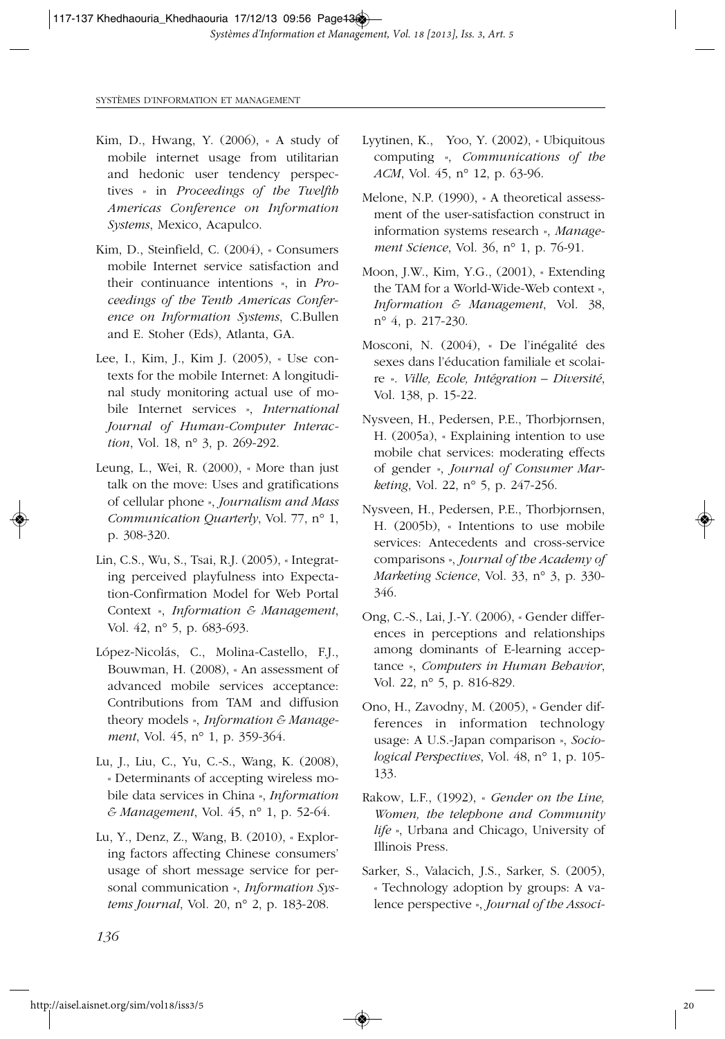Kim, D., Hwang, Y. (2006), « A study of mobile internet usage from utilitarian and hedonic user tendency perspectives » in *Proceedings of the Twelfth Americas Conference on Information Systems*, Mexico, Acapulco.

Kim, D., Steinfield, C. (2004), « Consumers mobile Internet service satisfaction and their continuance intentions », in *Proceedings of the Tenth Americas Conference on Information Systems*, C.Bullen and E. Stoher (Eds), Atlanta, GA.

Lee, I., Kim, J., Kim J. (2005), « Use contexts for the mobile Internet: A longitudinal study monitoring actual use of mobile Internet services », *International Journal of Human-Computer Interaction*, Vol. 18, n° 3, p. 269-292.

Leung, L., Wei, R. (2000), « More than just talk on the move: Uses and gratifications of cellular phone », *Journalism and Mass Communication Quarterly*, Vol. 77, n° 1, p. 308-320.

Lin, C.S., Wu, S., Tsai, R.J. (2005), « Integrating perceived playfulness into Expectation-Confirmation Model for Web Portal Context », *Information & Management*, Vol. 42, n° 5, p. 683-693.

López-Nicolás, C., Molina-Castello, F.J., Bouwman, H. (2008), « An assessment of advanced mobile services acceptance: Contributions from TAM and diffusion theory models », *Information & Management*, Vol. 45, n° 1, p. 359-364.

Lu, J., Liu, C., Yu, C.-S., Wang, K. (2008), « Determinants of accepting wireless mobile data services in China », *Information & Management*, Vol. 45, n° 1, p. 52-64.

Lu, Y., Denz, Z., Wang, B. (2010), « Exploring factors affecting Chinese consumers' usage of short message service for personal communication », *Information Systems Journal*, Vol. 20, n° 2, p. 183-208.

Lyytinen, K., Yoo, Y. (2002), « Ubiquitous computing », *Communications of the ACM*, Vol. 45, n° 12, p. 63-96.

Melone, N.P. (1990), « A theoretical assessment of the user-satisfaction construct in information systems research », *Management Science*, Vol. 36, n° 1, p. 76-91.

Moon, J.W., Kim, Y.G., (2001), « Extending the TAM for a World-Wide-Web context », *Information & Management*, Vol. 38, n° 4, p. 217-230.

Mosconi, N. (2004), « De l'inégalité des sexes dans l'éducation familiale et scolaire ». *Ville, Ecole, Intégration – Diversité*, Vol. 138, p. 15-22.

Nysveen, H., Pedersen, P.E., Thorbjornsen, H. (2005a), « Explaining intention to use mobile chat services: moderating effects of gender », *Journal of Consumer Marketing*, Vol. 22, n° 5, p. 247-256.

Nysveen, H., Pedersen, P.E., Thorbjornsen, H. (2005b), « Intentions to use mobile services: Antecedents and cross-service comparisons », *Journal of the Academy of Marketing Science*, Vol. 33, n° 3, p. 330-346.

Ong, C.-S., Lai, J.-Y. (2006), « Gender differences in perceptions and relationships among dominants of E-learning acceptance », *Computers in Human Behavior*, Vol. 22, n° 5, p. 816-829.

Ono, H., Zavodny, M. (2005), « Gender differences in information technology usage: A U.S.-Japan comparison », *Sociological Perspectives*, Vol. 48, n° 1, p. 105-133.

Rakow, L.F., (1992), « *Gender on the Line, Women, the telephone and Community life* », Urbana and Chicago, University of Illinois Press.

Sarker, S., Valacich, J.S., Sarker, S. (2005), « Technology adoption by groups: A valence perspective », *Journal of the Associ-*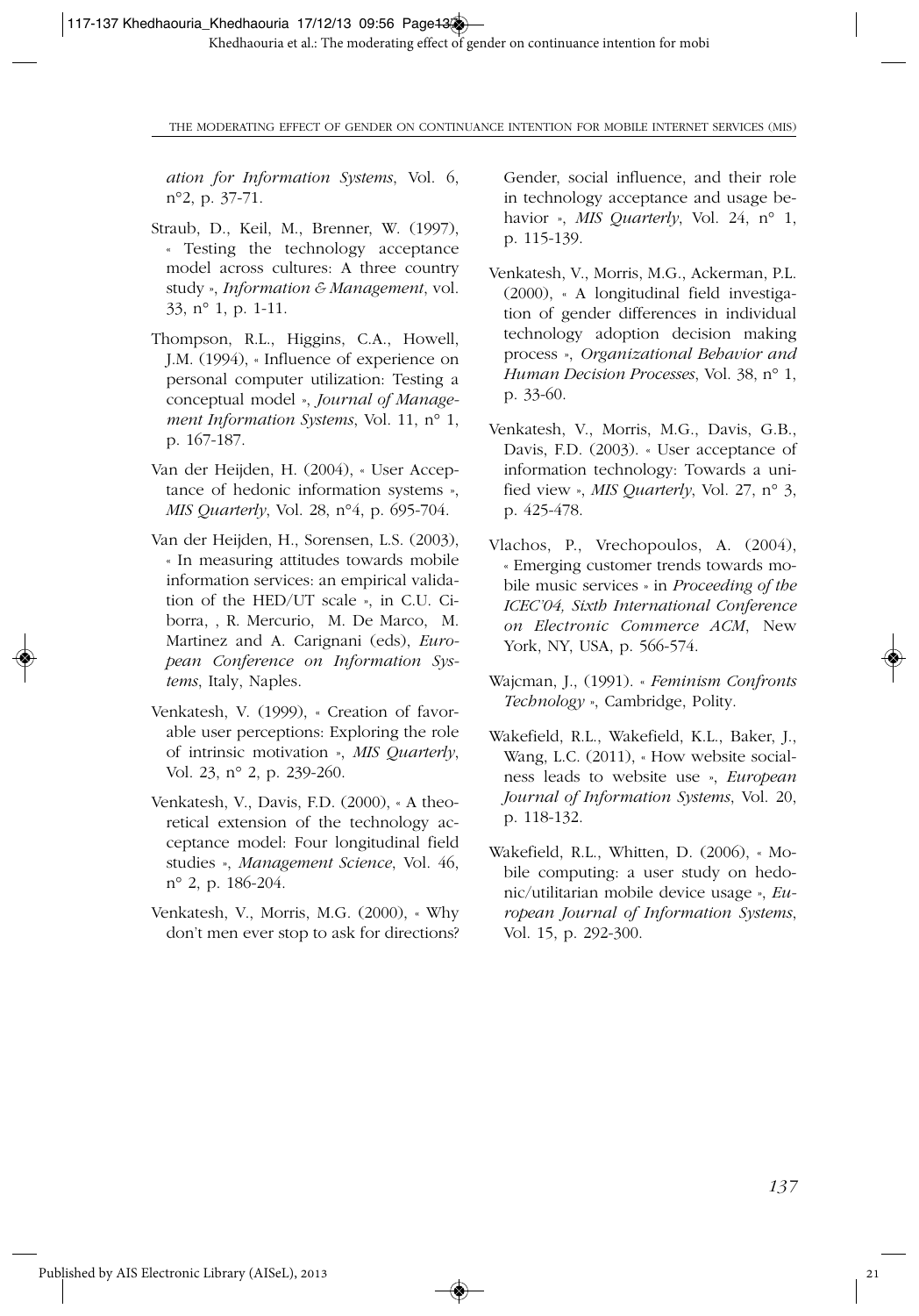*ation for Information Systems*, Vol. 6, n°2, p. 37-71.

Straub, D., Keil, M., Brenner, W. (1997), « Testing the technology acceptance model across cultures: A three country study », *Information & Management*, vol. 33, n° 1, p. 1-11.

Thompson, R.L., Higgins, C.A., Howell, J.M. (1994), « Influence of experience on personal computer utilization: Testing a conceptual model », *Journal of Management Information Systems*, Vol. 11, n° 1, p. 167-187.

Van der Heijden, H. (2004), « User Acceptance of hedonic information systems », *MIS Quarterly*, Vol. 28, n°4, p. 695-704.

Van der Heijden, H., Sorensen, L.S. (2003), « In measuring attitudes towards mobile information services: an empirical validation of the HED/UT scale », in C.U. Ciborra, , R. Mercurio, M. De Marco, M. Martinez and A. Carignani (eds), *European Conference on Information Systems*, Italy, Naples.

Venkatesh, V. (1999), « Creation of favorable user perceptions: Exploring the role of intrinsic motivation », *MIS Quarterly*, Vol. 23, n° 2, p. 239-260.

Venkatesh, V., Davis, F.D. (2000), « A theoretical extension of the technology acceptance model: Four longitudinal field studies », *Management Science*, Vol. 46, n° 2, p. 186-204.

Venkatesh, V., Morris, M.G. (2000), « Why don't men ever stop to ask for directions? Gender, social influence, and their role in technology acceptance and usage behavior », *MIS Quarterly*, Vol. 24, n° 1, p. 115-139.

Venkatesh, V., Morris, M.G., Ackerman, P.L. (2000), « A longitudinal field investigation of gender differences in individual technology adoption decision making process », *Organizational Behavior and Human Decision Processes*, Vol. 38, n° 1, p. 33-60.

Venkatesh, V., Morris, M.G., Davis, G.B., Davis, F.D. (2003). « User acceptance of information technology: Towards a unified view », *MIS Quarterly*, Vol. 27, n° 3, p. 425-478.

Vlachos, P., Vrechopoulos, A. (2004), « Emerging customer trends towards mobile music services » in *Proceeding of the ICEC'04, Sixth International Conference on Electronic Commerce ACM*, New York, NY, USA, p. 566-574.

Wajcman, J., (1991). « *Feminism Confronts Technology* », Cambridge, Polity.

Wakefield, R.L., Wakefield, K.L., Baker, J., Wang, L.C. (2011), « How website socialness leads to website use », *European Journal of Information Systems*, Vol. 20, p. 118-132.

Wakefield, R.L., Whitten, D. (2006), « Mobile computing: a user study on hedonic/utilitarian mobile device usage », *European Journal of Information Systems*, Vol. 15, p. 292-300.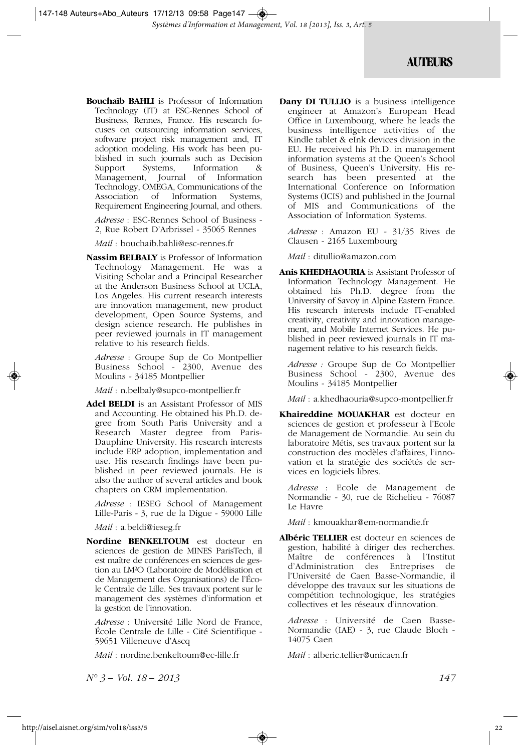# AUTEURS

**Bouchaïb BAHLI** is Professor of Information Technology (IT) at ESC-Rennes School of Business, Rennes, France. His research focuses on outsourcing information services, software project risk management and, IT adoption modeling. His work has been published in such journals as Decision Support Systems, Information & Management, Journal of Information Technology, OMEGA, Communications of the Association of Information Systems, Requirement Engineering Journal, and others.

*Adresse* : ESC-Rennes School of Business - 2, Rue Robert D'Arbrissel - 35065 Rennes

*Mail* : bouchaib.bahli@esc-rennes.fr

**Nassim BELBALY** is Professor of Information Technology Management. He was a Visiting Scholar and a Principal Researcher at the Anderson Business School at UCLA, Los Angeles. His current research interests are innovation management, new product development, Open Source Systems, and design science research. He publishes in peer reviewed journals in IT management relative to his research fields.

*Adresse* : Groupe Sup de Co Montpellier Business School - 2300, Avenue des Moulins - 34185 Montpellier

*Mail* : n.belbaly@supco-montpellier.fr

**Adel BELDI** is an Assistant Professor of MIS and Accounting. He obtained his Ph.D. degree from South Paris University and a Research Master degree from Paris-Dauphine University. His research interests include ERP adoption, implementation and use. His research findings have been published in peer reviewed journals. He is also the author of several articles and book chapters on CRM implementation.

*Adresse* : IESEG School of Management Lille-Paris - 3, rue de la Digue - 59000 Lille

*Mail* : a.beldi@ieseg.fr

**Nordine BENKELTOUM** est docteur en sciences de gestion de MINES ParisTech, il est maître de conférences en sciences de gestion au LM²O (Laboratoire de Modélisation et de Management des Organisations) de l'École Centrale de Lille. Ses travaux portent sur le management des systèmes d'information et la gestion de l'innovation.

*Adresse* : Université Lille Nord de France, École Centrale de Lille - Cité Scientifique - 59651 Villeneuve d'Ascq

*Mail* : nordine.benkeltoum@ec-lille.fr

**Dany DI TULLIO** is a business intelligence engineer at Amazon's European Head Office in Luxembourg, where he leads the business intelligence activities of the Kindle tablet & eInk devices division in the EU. He received his Ph.D. in management information systems at the Queen's School of Business, Queen's University. His research has been presented at the International Conference on Information Systems (ICIS) and published in the Journal of MIS and Communications of the Association of Information Systems.

*Adresse* : Amazon EU - 31/35 Rives de Clausen - 2165 Luxembourg

*Mail* : ditullio@amazon.com

**Anis KHEDHAOURIA** is Assistant Professor of Information Technology Management. He obtained his Ph.D. degree from the University of Savoy in Alpine Eastern France. His research interests include IT-enabled creativity, creativity and innovation management, and Mobile Internet Services. He published in peer reviewed journals in IT management relative to his research fields.

*Adresse :* Groupe Sup de Co Montpellier Business School - 2300, Avenue des Moulins - 34185 Montpellier

*Mail* : a.khedhaouria@supco-montpellier.fr

**Khaireddine MOUAKHAR** est docteur en sciences de gestion et professeur à l'Ecole de Management de Normandie. Au sein du laboratoire Métis, ses travaux portent sur la construction des modèles d'affaires, l'innovation et la stratégie des sociétés de services en logiciels libres.

*Adresse* : Ecole de Management de Normandie - 30, rue de Richelieu - 76087 Le Havre

*Mail* : kmouakhar@em-normandie.fr

**Albéric TELLIER** est docteur en sciences de gestion, habilité à diriger des recherches. Maître de conférences à l'Institut d'Administration des Entreprises de l'Université de Caen Basse-Normandie, il développe des travaux sur les situations de compétition technologique, les stratégies collectives et les réseaux d'innovation.

*Adresse* : Université de Caen Basse-Normandie (IAE) - 3, rue Claude Bloch - 14075 Caen

*Mail* : alberic.tellier@unicaen.fr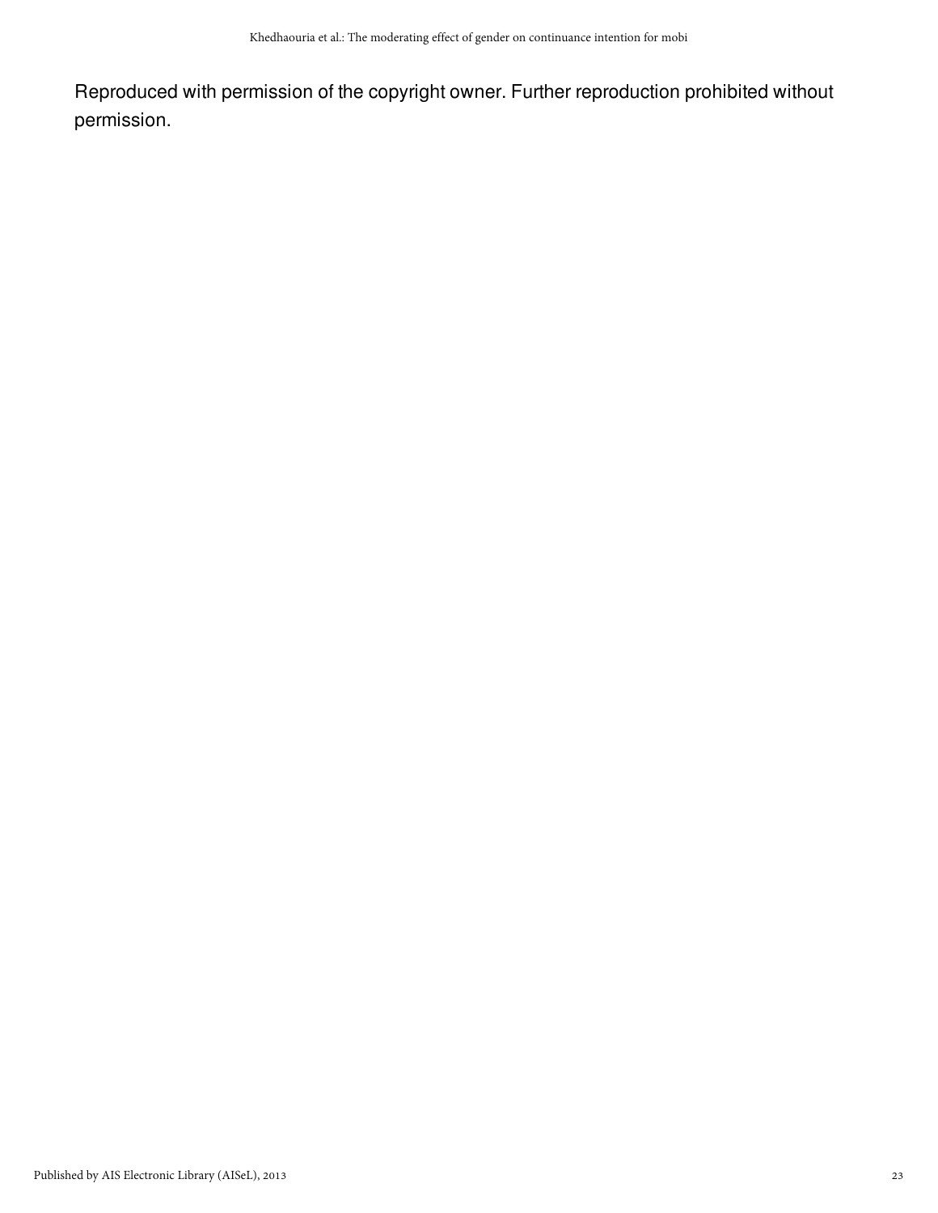Reproduced with permission of the copyright owner. Further reproduction prohibited without permission.